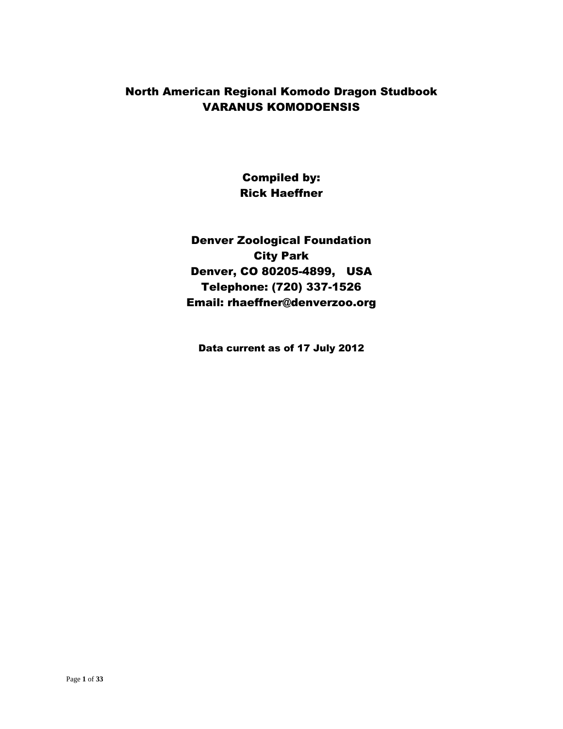# North American Regional Komodo Dragon Studbook
# VARANUS KOMODOENSIS

**Compiled by:**
**Rick Haeffner**

**Denver Zoological Foundation**
**City Park**
**Denver, CO 80205-4899, USA**
**Telephone: (720) 337-1526**
**Email: rhaeffner@denverzoo.org**

**Data current as of 17 July 2012**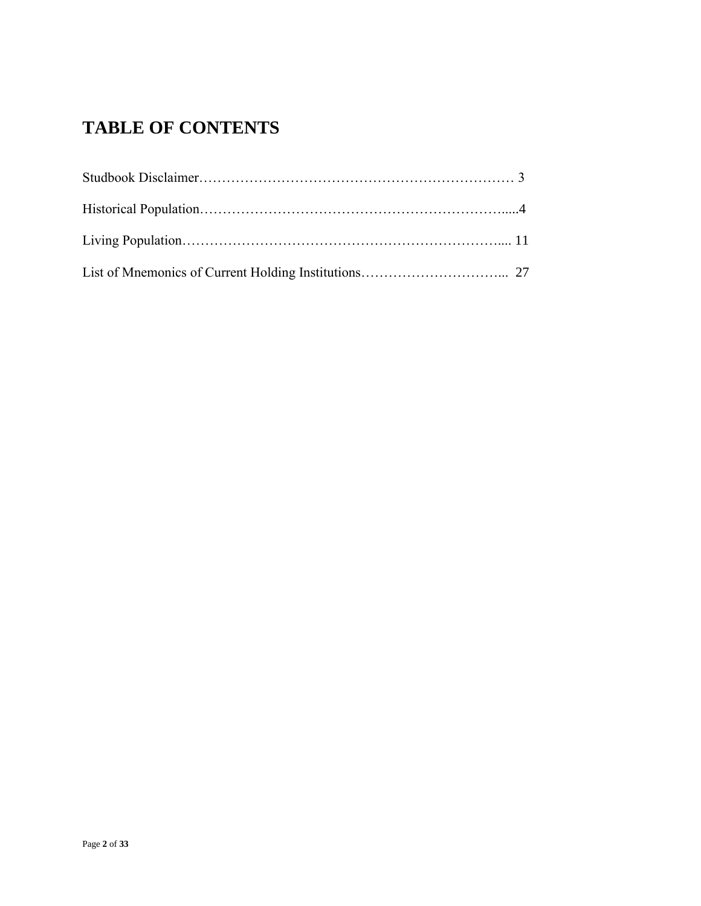# TABLE OF CONTENTS

Studbook Disclaimer……………………………………………………………… 3

Historical Population…………………………………………………………….....4

Living Population…………………………………………………………….... 11

List of Mnemonics of Current Holding Institutions…………………………... 27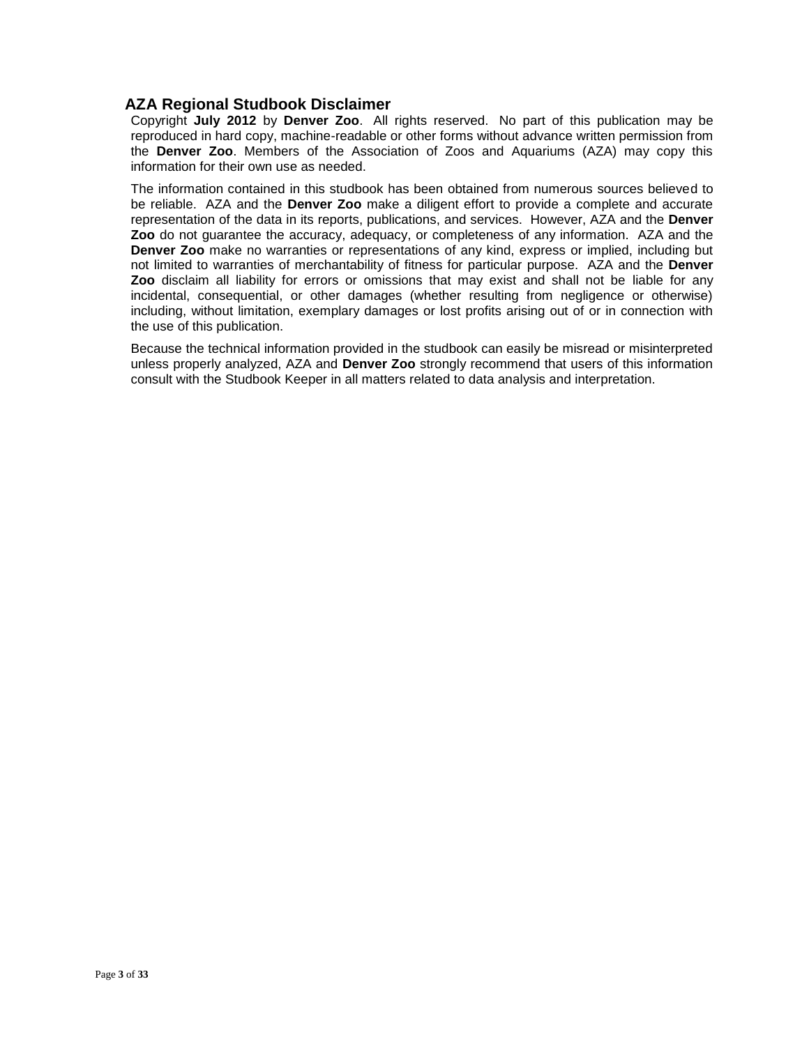## AZA Regional Studbook Disclaimer

Copyright **July 2012** by **Denver Zoo**. All rights reserved. No part of this publication may be reproduced in hard copy, machine-readable or other forms without advance written permission from the **Denver Zoo**. Members of the Association of Zoos and Aquariums (AZA) may copy this information for their own use as needed.

The information contained in this studbook has been obtained from numerous sources believed to be reliable. AZA and the **Denver Zoo** make a diligent effort to provide a complete and accurate representation of the data in its reports, publications, and services. However, AZA and the **Denver Zoo** do not guarantee the accuracy, adequacy, or completeness of any information. AZA and the **Denver Zoo** make no warranties or representations of any kind, express or implied, including but not limited to warranties of merchantability of fitness for particular purpose. AZA and the **Denver Zoo** disclaim all liability for errors or omissions that may exist and shall not be liable for any incidental, consequential, or other damages (whether resulting from negligence or otherwise) including, without limitation, exemplary damages or lost profits arising out of or in connection with the use of this publication.

Because the technical information provided in the studbook can easily be misread or misinterpreted unless properly analyzed, AZA and **Denver Zoo** strongly recommend that users of this information consult with the Studbook Keeper in all matters related to data analysis and interpretation.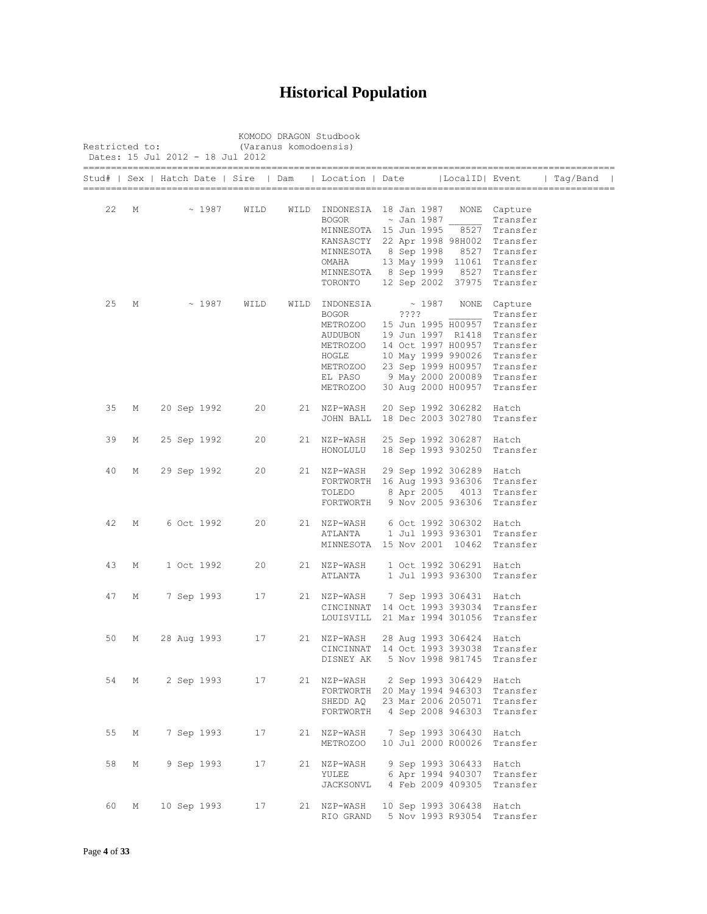# Historical Population

KOMODO DRAGON Studbook
Restricted to: (Varanus komodoensis)
Dates: 15 Jul 2012 - 18 Jul 2012

| Stud# | Sex | Hatch Date | Sire | Dam | Location | Date | LocalID | Event | Tag/Band |
|---|---|---|---|---|---|---|---|---|---|
| 22 | M | ~ 1987 | WILD | WILD | INDONESIA | 18 Jan 1987 | NONE | Capture | |
| | | | | | BOGOR | ~ Jan 1987 | ______ | Transfer | |
| | | | | | MINNESOTA | 15 Jun 1995 | 8527 | Transfer | |
| | | | | | KANSASCTY | 22 Apr 1998 | 98H002 | Transfer | |
| | | | | | MINNESOTA | 8 Sep 1998 | 8527 | Transfer | |
| | | | | | OMAHA | 13 May 1999 | 11061 | Transfer | |
| | | | | | MINNESOTA | 8 Sep 1999 | 8527 | Transfer | |
| | | | | | TORONTO | 12 Sep 2002 | 37975 | Transfer | |
| 25 | M | ~ 1987 | WILD | WILD | INDONESIA | ~ 1987 | NONE | Capture | |
| | | | | | BOGOR | ???? | ______ | Transfer | |
| | | | | | METROZOO | 15 Jun 1995 | H00957 | Transfer | |
| | | | | | AUDUBON | 19 Jun 1997 | R1418 | Transfer | |
| | | | | | METROZOO | 14 Oct 1997 | H00957 | Transfer | |
| | | | | | HOGLE | 10 May 1999 | 990026 | Transfer | |
| | | | | | METROZOO | 23 Sep 1999 | H00957 | Transfer | |
| | | | | | EL PASO | 9 May 2000 | 200089 | Transfer | |
| | | | | | METROZOO | 30 Aug 2000 | H00957 | Transfer | |
| 35 | M | 20 Sep 1992 | 20 | 21 | NZP-WASH | 20 Sep 1992 | 306282 | Hatch | |
| | | | | | JOHN BALL | 18 Dec 2003 | 302780 | Transfer | |
| 39 | M | 25 Sep 1992 | 20 | 21 | NZP-WASH | 25 Sep 1992 | 306287 | Hatch | |
| | | | | | HONOLULU | 18 Sep 1993 | 930250 | Transfer | |
| 40 | M | 29 Sep 1992 | 20 | 21 | NZP-WASH | 29 Sep 1992 | 306289 | Hatch | |
| | | | | | FORTWORTH | 16 Aug 1993 | 936306 | Transfer | |
| | | | | | TOLEDO | 8 Apr 2005 | 4013 | Transfer | |
| | | | | | FORTWORTH | 9 Nov 2005 | 936306 | Transfer | |
| 42 | M | 6 Oct 1992 | 20 | 21 | NZP-WASH | 6 Oct 1992 | 306302 | Hatch | |
| | | | | | ATLANTA | 1 Jul 1993 | 936301 | Transfer | |
| | | | | | MINNESOTA | 15 Nov 2001 | 10462 | Transfer | |
| 43 | M | 1 Oct 1992 | 20 | 21 | NZP-WASH | 1 Oct 1992 | 306291 | Hatch | |
| | | | | | ATLANTA | 1 Jul 1993 | 936300 | Transfer | |
| 47 | M | 7 Sep 1993 | 17 | 21 | NZP-WASH | 7 Sep 1993 | 306431 | Hatch | |
| | | | | | CINCINNAT | 14 Oct 1993 | 393034 | Transfer | |
| | | | | | LOUISVILL | 21 Mar 1994 | 301056 | Transfer | |
| 50 | M | 28 Aug 1993 | 17 | 21 | NZP-WASH | 28 Aug 1993 | 306424 | Hatch | |
| | | | | | CINCINNAT | 14 Oct 1993 | 393038 | Transfer | |
| | | | | | DISNEY AK | 5 Nov 1998 | 981745 | Transfer | |
| 54 | M | 2 Sep 1993 | 17 | 21 | NZP-WASH | 2 Sep 1993 | 306429 | Hatch | |
| | | | | | FORTWORTH | 20 May 1994 | 946303 | Transfer | |
| | | | | | SHEDD AQ | 23 Mar 2006 | 205071 | Transfer | |
| | | | | | FORTWORTH | 4 Sep 2008 | 946303 | Transfer | |
| 55 | M | 7 Sep 1993 | 17 | 21 | NZP-WASH | 7 Sep 1993 | 306430 | Hatch | |
| | | | | | METROZOO | 10 Jul 2000 | R00026 | Transfer | |
| 58 | M | 9 Sep 1993 | 17 | 21 | NZP-WASH | 9 Sep 1993 | 306433 | Hatch | |
| | | | | | YULEE | 6 Apr 1994 | 940307 | Transfer | |
| | | | | | JACKSONVL | 4 Feb 2009 | 409305 | Transfer | |
| 60 | M | 10 Sep 1993 | 17 | 21 | NZP-WASH | 10 Sep 1993 | 306438 | Hatch | |
| | | | | | RIO GRAND | 5 Nov 1993 | R93054 | Transfer | |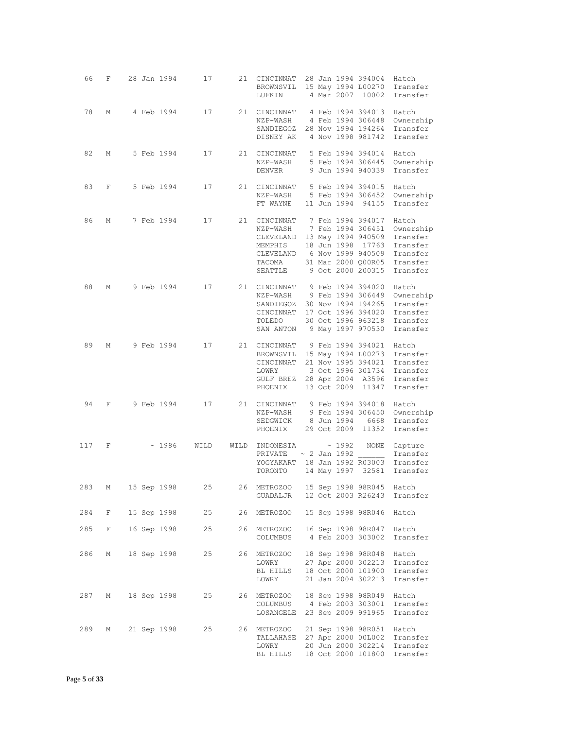| ID | Sex | Birth Date | Sire | Dam | Location | Date | Local ID | Event |
|---|---|---|---|---|---|---|---|---|
| 66 | F | 28 Jan 1994 | 17 | 21 | CINCINNAT | 28 Jan 1994 | 394004 | Hatch |
| | | | | | BROWNSVIL | 15 May 1994 | L00270 | Transfer |
| | | | | | LUFKIN | 4 Mar 2007 | 10002 | Transfer |
| 78 | M | 4 Feb 1994 | 17 | 21 | CINCINNAT | 4 Feb 1994 | 394013 | Hatch |
| | | | | | NZP-WASH | 4 Feb 1994 | 306448 | Ownership |
| | | | | | SANDIEGOZ | 28 Nov 1994 | 194264 | Transfer |
| | | | | | DISNEY AK | 4 Nov 1998 | 981742 | Transfer |
| 82 | M | 5 Feb 1994 | 17 | 21 | CINCINNAT | 5 Feb 1994 | 394014 | Hatch |
| | | | | | NZP-WASH | 5 Feb 1994 | 306445 | Ownership |
| | | | | | DENVER | 9 Jun 1994 | 940339 | Transfer |
| 83 | F | 5 Feb 1994 | 17 | 21 | CINCINNAT | 5 Feb 1994 | 394015 | Hatch |
| | | | | | NZP-WASH | 5 Feb 1994 | 306452 | Ownership |
| | | | | | FT WAYNE | 11 Jun 1994 | 94155 | Transfer |
| 86 | M | 7 Feb 1994 | 17 | 21 | CINCINNAT | 7 Feb 1994 | 394017 | Hatch |
| | | | | | NZP-WASH | 7 Feb 1994 | 306451 | Ownership |
| | | | | | CLEVELAND | 13 May 1994 | 940509 | Transfer |
| | | | | | MEMPHIS | 18 Jun 1998 | 17763 | Transfer |
| | | | | | CLEVELAND | 6 Nov 1999 | 940509 | Transfer |
| | | | | | TACOMA | 31 Mar 2000 | Q00R05 | Transfer |
| | | | | | SEATTLE | 9 Oct 2000 | 200315 | Transfer |
| 88 | M | 9 Feb 1994 | 17 | 21 | CINCINNAT | 9 Feb 1994 | 394020 | Hatch |
| | | | | | NZP-WASH | 9 Feb 1994 | 306449 | Ownership |
| | | | | | SANDIEGOZ | 30 Nov 1994 | 194265 | Transfer |
| | | | | | CINCINNAT | 17 Oct 1996 | 394020 | Transfer |
| | | | | | TOLEDO | 30 Oct 1996 | 963218 | Transfer |
| | | | | | SAN ANTON | 9 May 1997 | 970530 | Transfer |
| 89 | M | 9 Feb 1994 | 17 | 21 | CINCINNAT | 9 Feb 1994 | 394021 | Hatch |
| | | | | | BROWNSVIL | 15 May 1994 | L00273 | Transfer |
| | | | | | CINCINNAT | 21 Nov 1995 | 394021 | Transfer |
| | | | | | LOWRY | 3 Oct 1996 | 301734 | Transfer |
| | | | | | GULF BREZ | 28 Apr 2004 | A3596 | Transfer |
| | | | | | PHOENIX | 13 Oct 2009 | 11347 | Transfer |
| 94 | F | 9 Feb 1994 | 17 | 21 | CINCINNAT | 9 Feb 1994 | 394018 | Hatch |
| | | | | | NZP-WASH | 9 Feb 1994 | 306450 | Ownership |
| | | | | | SEDGWICK | 8 Jun 1994 | 6668 | Transfer |
| | | | | | PHOENIX | 29 Oct 2009 | 11352 | Transfer |
| 117 | F | ~ 1986 | WILD | WILD | INDONESIA | ~ 1992 | NONE | Capture |
| | | | | | PRIVATE | ~ 2 Jan 1992 | ______ | Transfer |
| | | | | | YOGYAKART | 18 Jan 1992 | R03003 | Transfer |
| | | | | | TORONTO | 14 May 1997 | 32581 | Transfer |
| 283 | M | 15 Sep 1998 | 25 | 26 | METROZOO | 15 Sep 1998 | 98R045 | Hatch |
| | | | | | GUADALJR | 12 Oct 2003 | R26243 | Transfer |
| 284 | F | 15 Sep 1998 | 25 | 26 | METROZOO | 15 Sep 1998 | 98R046 | Hatch |
| 285 | F | 16 Sep 1998 | 25 | 26 | METROZOO | 16 Sep 1998 | 98R047 | Hatch |
| | | | | | COLUMBUS | 4 Feb 2003 | 303002 | Transfer |
| 286 | M | 18 Sep 1998 | 25 | 26 | METROZOO | 18 Sep 1998 | 98R048 | Hatch |
| | | | | | LOWRY | 27 Apr 2000 | 302213 | Transfer |
| | | | | | BL HILLS | 18 Oct 2000 | 101900 | Transfer |
| | | | | | LOWRY | 21 Jan 2004 | 302213 | Transfer |
| 287 | M | 18 Sep 1998 | 25 | 26 | METROZOO | 18 Sep 1998 | 98R049 | Hatch |
| | | | | | COLUMBUS | 4 Feb 2003 | 303001 | Transfer |
| | | | | | LOSANGELE | 23 Sep 2009 | 991965 | Transfer |
| 289 | M | 21 Sep 1998 | 25 | 26 | METROZOO | 21 Sep 1998 | 98R051 | Hatch |
| | | | | | TALLAHASE | 27 Apr 2000 | 00L002 | Transfer |
| | | | | | LOWRY | 20 Jun 2000 | 302214 | Transfer |
| | | | | | BL HILLS | 18 Oct 2000 | 101800 | Transfer |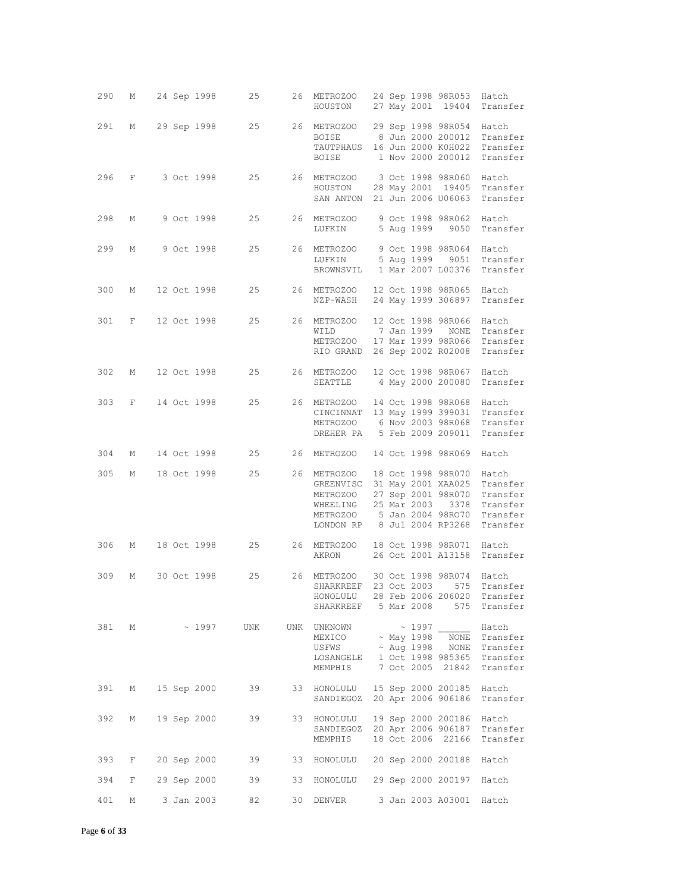| | | | | | | | | |
|---|---|---|---|---|---|---|---|---|
| 290 | M | 24 Sep 1998 | 25 | 26 | METROZOO | 24 Sep 1998 | 98R053 | Hatch |
| | | | | | HOUSTON | 27 May 2001 | 19404 | Transfer |
| 291 | M | 29 Sep 1998 | 25 | 26 | METROZOO | 29 Sep 1998 | 98R054 | Hatch |
| | | | | | BOISE | 8 Jun 2000 | 200012 | Transfer |
| | | | | | TAUTPHAUS | 16 Jun 2000 | K0H022 | Transfer |
| | | | | | BOISE | 1 Nov 2000 | 200012 | Transfer |
| 296 | F | 3 Oct 1998 | 25 | 26 | METROZOO | 3 Oct 1998 | 98R060 | Hatch |
| | | | | | HOUSTON | 28 May 2001 | 19405 | Transfer |
| | | | | | SAN ANTON | 21 Jun 2006 | U06063 | Transfer |
| 298 | M | 9 Oct 1998 | 25 | 26 | METROZOO | 9 Oct 1998 | 98R062 | Hatch |
| | | | | | LUFKIN | 5 Aug 1999 | 9050 | Transfer |
| 299 | M | 9 Oct 1998 | 25 | 26 | METROZOO | 9 Oct 1998 | 98R064 | Hatch |
| | | | | | LUFKIN | 5 Aug 1999 | 9051 | Transfer |
| | | | | | BROWNSVIL | 1 Mar 2007 | L00376 | Transfer |
| 300 | M | 12 Oct 1998 | 25 | 26 | METROZOO | 12 Oct 1998 | 98R065 | Hatch |
| | | | | | NZP-WASH | 24 May 1999 | 306897 | Transfer |
| 301 | F | 12 Oct 1998 | 25 | 26 | METROZOO | 12 Oct 1998 | 98R066 | Hatch |
| | | | | | WILD | 7 Jan 1999 | NONE | Transfer |
| | | | | | METROZOO | 17 Mar 1999 | 98R066 | Transfer |
| | | | | | RIO GRAND | 26 Sep 2002 | R02008 | Transfer |
| 302 | M | 12 Oct 1998 | 25 | 26 | METROZOO | 12 Oct 1998 | 98R067 | Hatch |
| | | | | | SEATTLE | 4 May 2000 | 200080 | Transfer |
| 303 | F | 14 Oct 1998 | 25 | 26 | METROZOO | 14 Oct 1998 | 98R068 | Hatch |
| | | | | | CINCINNAT | 13 May 1999 | 399031 | Transfer |
| | | | | | METROZOO | 6 Nov 2003 | 98R068 | Transfer |
| | | | | | DREHER PA | 5 Feb 2009 | 209011 | Transfer |
| 304 | M | 14 Oct 1998 | 25 | 26 | METROZOO | 14 Oct 1998 | 98R069 | Hatch |
| 305 | M | 18 Oct 1998 | 25 | 26 | METROZOO | 18 Oct 1998 | 98R070 | Hatch |
| | | | | | GREENVISC | 31 May 2001 | XAA025 | Transfer |
| | | | | | METROZOO | 27 Sep 2001 | 98R070 | Transfer |
| | | | | | WHEELING | 25 Mar 2003 | 3378 | Transfer |
| | | | | | METROZOO | 5 Jan 2004 | 98RO70 | Transfer |
| | | | | | LONDON RP | 8 Jul 2004 | RP3268 | Transfer |
| 306 | M | 18 Oct 1998 | 25 | 26 | METROZOO | 18 Oct 1998 | 98R071 | Hatch |
| | | | | | AKRON | 26 Oct 2001 | A13158 | Transfer |
| 309 | M | 30 Oct 1998 | 25 | 26 | METROZOO | 30 Oct 1998 | 98R074 | Hatch |
| | | | | | SHARKREEF | 23 Oct 2003 | 575 | Transfer |
| | | | | | HONOLULU | 28 Feb 2006 | 206020 | Transfer |
| | | | | | SHARKREEF | 5 Mar 2008 | 575 | Transfer |
| 381 | M | ~ 1997 | UNK | UNK | UNKNOWN | ~ 1997 | ______ | Hatch |
| | | | | | MEXICO | ~ May 1998 | NONE | Transfer |
| | | | | | USFWS | ~ Aug 1998 | NONE | Transfer |
| | | | | | LOSANGELE | 1 Oct 1998 | 985365 | Transfer |
| | | | | | MEMPHIS | 7 Oct 2005 | 21842 | Transfer |
| 391 | M | 15 Sep 2000 | 39 | 33 | HONOLULU | 15 Sep 2000 | 200185 | Hatch |
| | | | | | SANDIEGOZ | 20 Apr 2006 | 906186 | Transfer |
| 392 | M | 19 Sep 2000 | 39 | 33 | HONOLULU | 19 Sep 2000 | 200186 | Hatch |
| | | | | | SANDIEGOZ | 20 Apr 2006 | 906187 | Transfer |
| | | | | | MEMPHIS | 18 Oct 2006 | 22166 | Transfer |
| 393 | F | 20 Sep 2000 | 39 | 33 | HONOLULU | 20 Sep 2000 | 200188 | Hatch |
| 394 | F | 29 Sep 2000 | 39 | 33 | HONOLULU | 29 Sep 2000 | 200197 | Hatch |
| 401 | M | 3 Jan 2003 | 82 | 30 | DENVER | 3 Jan 2003 | A03001 | Hatch |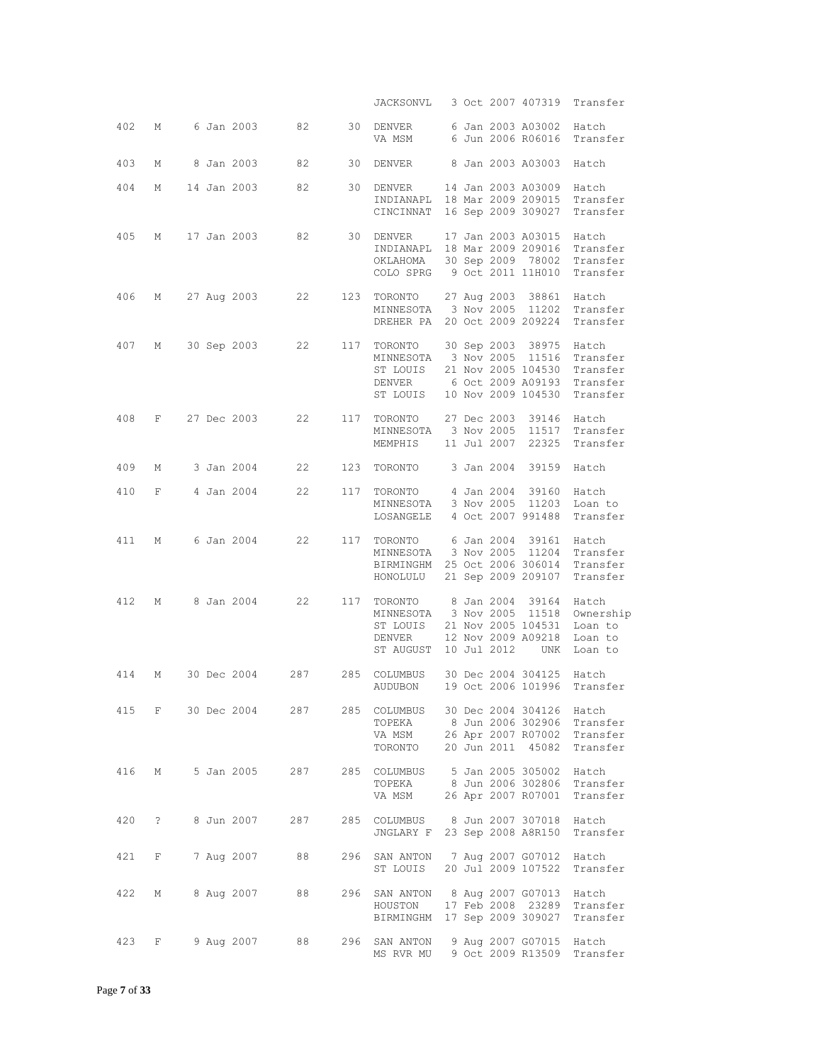| ID | Sex | Hatch Date | Sire | Dam | Location | Date | Local ID | Event |
|---|---|---|---|---|---|---|---|---|
| | | | | | JACKSONVL | 3 Oct 2007 | 407319 | Transfer |
| 402 | M | 6 Jan 2003 | 82 | 30 | DENVER | 6 Jan 2003 | A03002 | Hatch |
| | | | | | VA MSM | 6 Jun 2006 | R06016 | Transfer |
| 403 | M | 8 Jan 2003 | 82 | 30 | DENVER | 8 Jan 2003 | A03003 | Hatch |
| 404 | M | 14 Jan 2003 | 82 | 30 | DENVER | 14 Jan 2003 | A03009 | Hatch |
| | | | | | INDIANAPL | 18 Mar 2009 | 209015 | Transfer |
| | | | | | CINCINNAT | 16 Sep 2009 | 309027 | Transfer |
| 405 | M | 17 Jan 2003 | 82 | 30 | DENVER | 17 Jan 2003 | A03015 | Hatch |
| | | | | | INDIANAPL | 18 Mar 2009 | 209016 | Transfer |
| | | | | | OKLAHOMA | 30 Sep 2009 | 78002 | Transfer |
| | | | | | COLO SPRG | 9 Oct 2011 | 11H010 | Transfer |
| 406 | M | 27 Aug 2003 | 22 | 123 | TORONTO | 27 Aug 2003 | 38861 | Hatch |
| | | | | | MINNESOTA | 3 Nov 2005 | 11202 | Transfer |
| | | | | | DREHER PA | 20 Oct 2009 | 209224 | Transfer |
| 407 | M | 30 Sep 2003 | 22 | 117 | TORONTO | 30 Sep 2003 | 38975 | Hatch |
| | | | | | MINNESOTA | 3 Nov 2005 | 11516 | Transfer |
| | | | | | ST LOUIS | 21 Nov 2005 | 104530 | Transfer |
| | | | | | DENVER | 6 Oct 2009 | A09193 | Transfer |
| | | | | | ST LOUIS | 10 Nov 2009 | 104530 | Transfer |
| 408 | F | 27 Dec 2003 | 22 | 117 | TORONTO | 27 Dec 2003 | 39146 | Hatch |
| | | | | | MINNESOTA | 3 Nov 2005 | 11517 | Transfer |
| | | | | | MEMPHIS | 11 Jul 2007 | 22325 | Transfer |
| 409 | M | 3 Jan 2004 | 22 | 123 | TORONTO | 3 Jan 2004 | 39159 | Hatch |
| 410 | F | 4 Jan 2004 | 22 | 117 | TORONTO | 4 Jan 2004 | 39160 | Hatch |
| | | | | | MINNESOTA | 3 Nov 2005 | 11203 | Loan to |
| | | | | | LOSANGELE | 4 Oct 2007 | 991488 | Transfer |
| 411 | M | 6 Jan 2004 | 22 | 117 | TORONTO | 6 Jan 2004 | 39161 | Hatch |
| | | | | | MINNESOTA | 3 Nov 2005 | 11204 | Transfer |
| | | | | | BIRMINGHM | 25 Oct 2006 | 306014 | Transfer |
| | | | | | HONOLULU | 21 Sep 2009 | 209107 | Transfer |
| 412 | M | 8 Jan 2004 | 22 | 117 | TORONTO | 8 Jan 2004 | 39164 | Hatch |
| | | | | | MINNESOTA | 3 Nov 2005 | 11518 | Ownership |
| | | | | | ST LOUIS | 21 Nov 2005 | 104531 | Loan to |
| | | | | | DENVER | 12 Nov 2009 | A09218 | Loan to |
| | | | | | ST AUGUST | 10 Jul 2012 | UNK | Loan to |
| 414 | M | 30 Dec 2004 | 287 | 285 | COLUMBUS | 30 Dec 2004 | 304125 | Hatch |
| | | | | | AUDUBON | 19 Oct 2006 | 101996 | Transfer |
| 415 | F | 30 Dec 2004 | 287 | 285 | COLUMBUS | 30 Dec 2004 | 304126 | Hatch |
| | | | | | TOPEKA | 8 Jun 2006 | 302906 | Transfer |
| | | | | | VA MSM | 26 Apr 2007 | R07002 | Transfer |
| | | | | | TORONTO | 20 Jun 2011 | 45082 | Transfer |
| 416 | M | 5 Jan 2005 | 287 | 285 | COLUMBUS | 5 Jan 2005 | 305002 | Hatch |
| | | | | | TOPEKA | 8 Jun 2006 | 302806 | Transfer |
| | | | | | VA MSM | 26 Apr 2007 | R07001 | Transfer |
| 420 | ? | 8 Jun 2007 | 287 | 285 | COLUMBUS | 8 Jun 2007 | 307018 | Hatch |
| | | | | | JNGLARY F | 23 Sep 2008 | A8R150 | Transfer |
| 421 | F | 7 Aug 2007 | 88 | 296 | SAN ANTON | 7 Aug 2007 | G07012 | Hatch |
| | | | | | ST LOUIS | 20 Jul 2009 | 107522 | Transfer |
| 422 | M | 8 Aug 2007 | 88 | 296 | SAN ANTON | 8 Aug 2007 | G07013 | Hatch |
| | | | | | HOUSTON | 17 Feb 2008 | 23289 | Transfer |
| | | | | | BIRMINGHM | 17 Sep 2009 | 309027 | Transfer |
| 423 | F | 9 Aug 2007 | 88 | 296 | SAN ANTON | 9 Aug 2007 | G07015 | Hatch |
| | | | | | MS RVR MU | 9 Oct 2009 | R13509 | Transfer |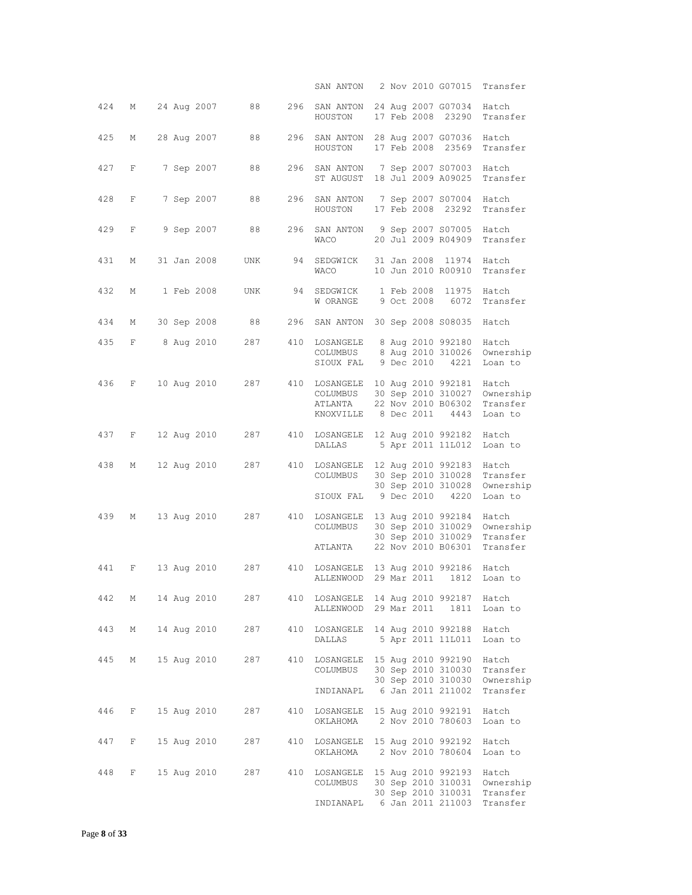| ID | Sex | Birth Date | Sire | Dam | Location | Date | Local ID | Event |
|---|---|---|---|---|---|---|---|---|
| | | | | | SAN ANTON | 2 Nov 2010 | G07015 | Transfer |
| 424 | M | 24 Aug 2007 | 88 | 296 | SAN ANTON | 24 Aug 2007 | G07034 | Hatch |
| | | | | | HOUSTON | 17 Feb 2008 | 23290 | Transfer |
| 425 | M | 28 Aug 2007 | 88 | 296 | SAN ANTON | 28 Aug 2007 | G07036 | Hatch |
| | | | | | HOUSTON | 17 Feb 2008 | 23569 | Transfer |
| 427 | F | 7 Sep 2007 | 88 | 296 | SAN ANTON | 7 Sep 2007 | S07003 | Hatch |
| | | | | | ST AUGUST | 18 Jul 2009 | A09025 | Transfer |
| 428 | F | 7 Sep 2007 | 88 | 296 | SAN ANTON | 7 Sep 2007 | S07004 | Hatch |
| | | | | | HOUSTON | 17 Feb 2008 | 23292 | Transfer |
| 429 | F | 9 Sep 2007 | 88 | 296 | SAN ANTON | 9 Sep 2007 | S07005 | Hatch |
| | | | | | WACO | 20 Jul 2009 | R04909 | Transfer |
| 431 | M | 31 Jan 2008 | UNK | 94 | SEDGWICK | 31 Jan 2008 | 11974 | Hatch |
| | | | | | WACO | 10 Jun 2010 | R00910 | Transfer |
| 432 | M | 1 Feb 2008 | UNK | 94 | SEDGWICK | 1 Feb 2008 | 11975 | Hatch |
| | | | | | W ORANGE | 9 Oct 2008 | 6072 | Transfer |
| 434 | M | 30 Sep 2008 | 88 | 296 | SAN ANTON | 30 Sep 2008 | S08035 | Hatch |
| 435 | F | 8 Aug 2010 | 287 | 410 | LOSANGELE | 8 Aug 2010 | 992180 | Hatch |
| | | | | | COLUMBUS | 8 Aug 2010 | 310026 | Ownership |
| | | | | | SIOUX FAL | 9 Dec 2010 | 4221 | Loan to |
| 436 | F | 10 Aug 2010 | 287 | 410 | LOSANGELE | 10 Aug 2010 | 992181 | Hatch |
| | | | | | COLUMBUS | 30 Sep 2010 | 310027 | Ownership |
| | | | | | ATLANTA | 22 Nov 2010 | B06302 | Transfer |
| | | | | | KNOXVILLE | 8 Dec 2011 | 4443 | Loan to |
| 437 | F | 12 Aug 2010 | 287 | 410 | LOSANGELE | 12 Aug 2010 | 992182 | Hatch |
| | | | | | DALLAS | 5 Apr 2011 | 11L012 | Loan to |
| 438 | M | 12 Aug 2010 | 287 | 410 | LOSANGELE | 12 Aug 2010 | 992183 | Hatch |
| | | | | | COLUMBUS | 30 Sep 2010 | 310028 | Transfer |
| | | | | | | 30 Sep 2010 | 310028 | Ownership |
| | | | | | SIOUX FAL | 9 Dec 2010 | 4220 | Loan to |
| 439 | M | 13 Aug 2010 | 287 | 410 | LOSANGELE | 13 Aug 2010 | 992184 | Hatch |
| | | | | | COLUMBUS | 30 Sep 2010 | 310029 | Ownership |
| | | | | | | 30 Sep 2010 | 310029 | Transfer |
| | | | | | ATLANTA | 22 Nov 2010 | B06301 | Transfer |
| 441 | F | 13 Aug 2010 | 287 | 410 | LOSANGELE | 13 Aug 2010 | 992186 | Hatch |
| | | | | | ALLENWOOD | 29 Mar 2011 | 1812 | Loan to |
| 442 | M | 14 Aug 2010 | 287 | 410 | LOSANGELE | 14 Aug 2010 | 992187 | Hatch |
| | | | | | ALLENWOOD | 29 Mar 2011 | 1811 | Loan to |
| 443 | M | 14 Aug 2010 | 287 | 410 | LOSANGELE | 14 Aug 2010 | 992188 | Hatch |
| | | | | | DALLAS | 5 Apr 2011 | 11L011 | Loan to |
| 445 | M | 15 Aug 2010 | 287 | 410 | LOSANGELE | 15 Aug 2010 | 992190 | Hatch |
| | | | | | COLUMBUS | 30 Sep 2010 | 310030 | Transfer |
| | | | | | | 30 Sep 2010 | 310030 | Ownership |
| | | | | | INDIANAPL | 6 Jan 2011 | 211002 | Transfer |
| 446 | F | 15 Aug 2010 | 287 | 410 | LOSANGELE | 15 Aug 2010 | 992191 | Hatch |
| | | | | | OKLAHOMA | 2 Nov 2010 | 780603 | Loan to |
| 447 | F | 15 Aug 2010 | 287 | 410 | LOSANGELE | 15 Aug 2010 | 992192 | Hatch |
| | | | | | OKLAHOMA | 2 Nov 2010 | 780604 | Loan to |
| 448 | F | 15 Aug 2010 | 287 | 410 | LOSANGELE | 15 Aug 2010 | 992193 | Hatch |
| | | | | | COLUMBUS | 30 Sep 2010 | 310031 | Ownership |
| | | | | | | 30 Sep 2010 | 310031 | Transfer |
| | | | | | INDIANAPL | 6 Jan 2011 | 211003 | Transfer |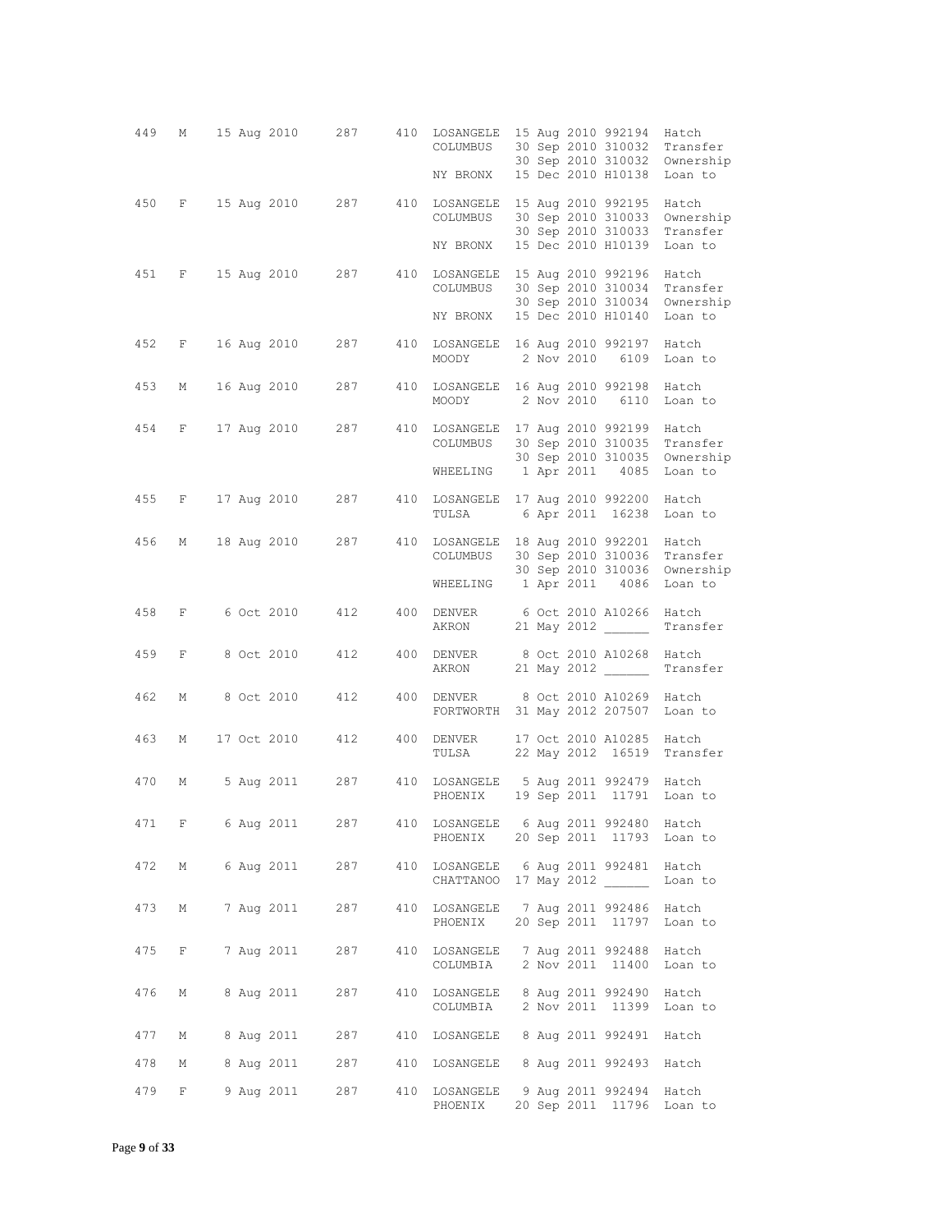| | | | | | | | | |
|---|---|---|---|---|---|---|---|---|
| 449 | M | 15 Aug 2010 | 287 | 410 | LOSANGELE | 15 Aug 2010 | 992194 | Hatch |
| | | | | | COLUMBUS | 30 Sep 2010 | 310032 | Transfer |
| | | | | | | 30 Sep 2010 | 310032 | Ownership |
| | | | | | NY BRONX | 15 Dec 2010 | H10138 | Loan to |
| 450 | F | 15 Aug 2010 | 287 | 410 | LOSANGELE | 15 Aug 2010 | 992195 | Hatch |
| | | | | | COLUMBUS | 30 Sep 2010 | 310033 | Ownership |
| | | | | | | 30 Sep 2010 | 310033 | Transfer |
| | | | | | NY BRONX | 15 Dec 2010 | H10139 | Loan to |
| 451 | F | 15 Aug 2010 | 287 | 410 | LOSANGELE | 15 Aug 2010 | 992196 | Hatch |
| | | | | | COLUMBUS | 30 Sep 2010 | 310034 | Transfer |
| | | | | | | 30 Sep 2010 | 310034 | Ownership |
| | | | | | NY BRONX | 15 Dec 2010 | H10140 | Loan to |
| 452 | F | 16 Aug 2010 | 287 | 410 | LOSANGELE | 16 Aug 2010 | 992197 | Hatch |
| | | | | | MOODY | 2 Nov 2010 | 6109 | Loan to |
| 453 | M | 16 Aug 2010 | 287 | 410 | LOSANGELE | 16 Aug 2010 | 992198 | Hatch |
| | | | | | MOODY | 2 Nov 2010 | 6110 | Loan to |
| 454 | F | 17 Aug 2010 | 287 | 410 | LOSANGELE | 17 Aug 2010 | 992199 | Hatch |
| | | | | | COLUMBUS | 30 Sep 2010 | 310035 | Transfer |
| | | | | | | 30 Sep 2010 | 310035 | Ownership |
| | | | | | WHEELING | 1 Apr 2011 | 4085 | Loan to |
| 455 | F | 17 Aug 2010 | 287 | 410 | LOSANGELE | 17 Aug 2010 | 992200 | Hatch |
| | | | | | TULSA | 6 Apr 2011 | 16238 | Loan to |
| 456 | M | 18 Aug 2010 | 287 | 410 | LOSANGELE | 18 Aug 2010 | 992201 | Hatch |
| | | | | | COLUMBUS | 30 Sep 2010 | 310036 | Transfer |
| | | | | | | 30 Sep 2010 | 310036 | Ownership |
| | | | | | WHEELING | 1 Apr 2011 | 4086 | Loan to |
| 458 | F | 6 Oct 2010 | 412 | 400 | DENVER | 6 Oct 2010 | A10266 | Hatch |
| | | | | | AKRON | 21 May 2012 | ______ | Transfer |
| 459 | F | 8 Oct 2010 | 412 | 400 | DENVER | 8 Oct 2010 | A10268 | Hatch |
| | | | | | AKRON | 21 May 2012 | ______ | Transfer |
| 462 | M | 8 Oct 2010 | 412 | 400 | DENVER | 8 Oct 2010 | A10269 | Hatch |
| | | | | | FORTWORTH | 31 May 2012 | 207507 | Loan to |
| 463 | M | 17 Oct 2010 | 412 | 400 | DENVER | 17 Oct 2010 | A10285 | Hatch |
| | | | | | TULSA | 22 May 2012 | 16519 | Transfer |
| 470 | M | 5 Aug 2011 | 287 | 410 | LOSANGELE | 5 Aug 2011 | 992479 | Hatch |
| | | | | | PHOENIX | 19 Sep 2011 | 11791 | Loan to |
| 471 | F | 6 Aug 2011 | 287 | 410 | LOSANGELE | 6 Aug 2011 | 992480 | Hatch |
| | | | | | PHOENIX | 20 Sep 2011 | 11793 | Loan to |
| 472 | M | 6 Aug 2011 | 287 | 410 | LOSANGELE | 6 Aug 2011 | 992481 | Hatch |
| | | | | | CHATTANOO | 17 May 2012 | ______ | Loan to |
| 473 | M | 7 Aug 2011 | 287 | 410 | LOSANGELE | 7 Aug 2011 | 992486 | Hatch |
| | | | | | PHOENIX | 20 Sep 2011 | 11797 | Loan to |
| 475 | F | 7 Aug 2011 | 287 | 410 | LOSANGELE | 7 Aug 2011 | 992488 | Hatch |
| | | | | | COLUMBIA | 2 Nov 2011 | 11400 | Loan to |
| 476 | M | 8 Aug 2011 | 287 | 410 | LOSANGELE | 8 Aug 2011 | 992490 | Hatch |
| | | | | | COLUMBIA | 2 Nov 2011 | 11399 | Loan to |
| 477 | M | 8 Aug 2011 | 287 | 410 | LOSANGELE | 8 Aug 2011 | 992491 | Hatch |
| 478 | M | 8 Aug 2011 | 287 | 410 | LOSANGELE | 8 Aug 2011 | 992493 | Hatch |
| 479 | F | 9 Aug 2011 | 287 | 410 | LOSANGELE | 9 Aug 2011 | 992494 | Hatch |
| | | | | | PHOENIX | 20 Sep 2011 | 11796 | Loan to |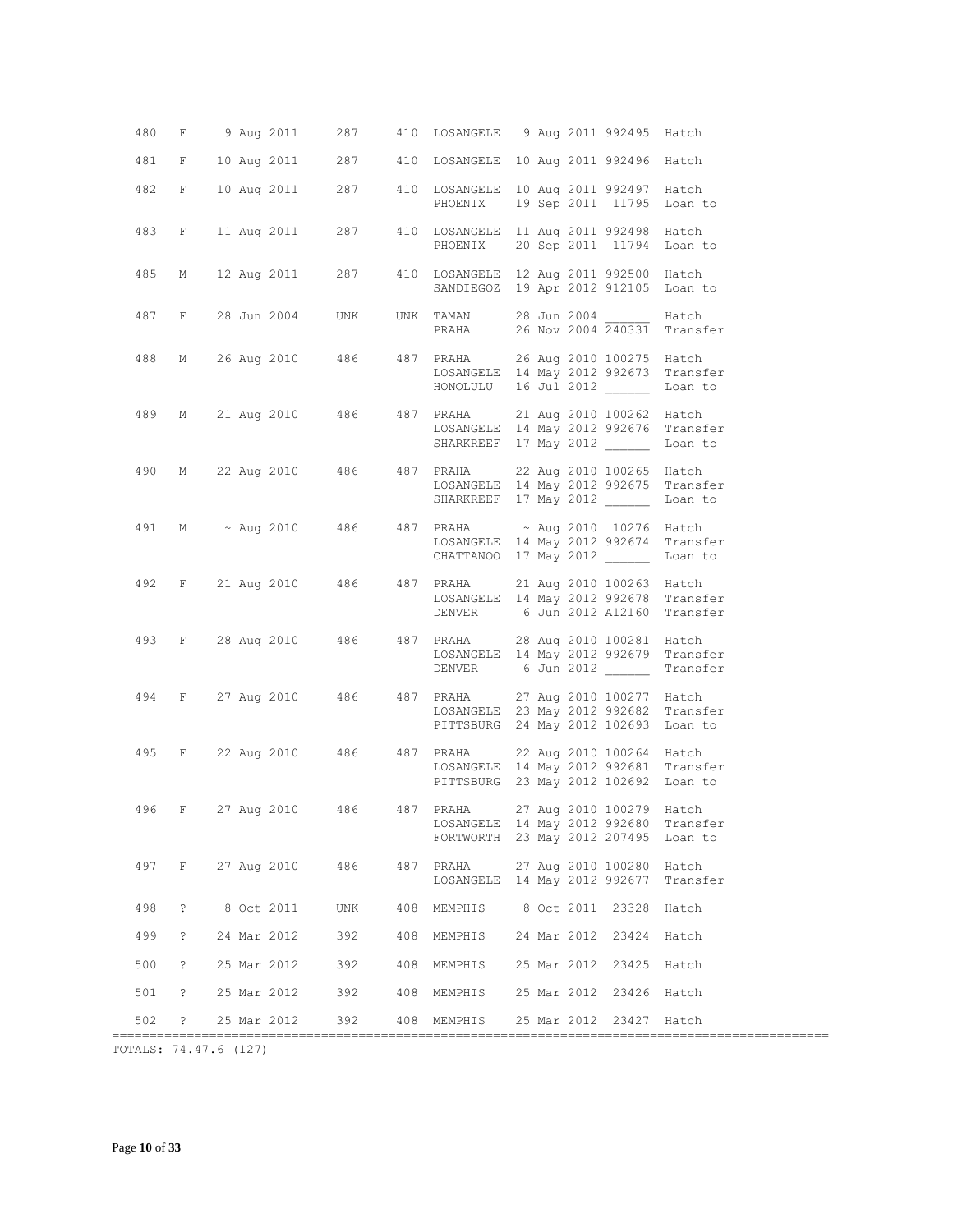| ID | Sex | Birth Date | Sire | Dam | Location | Date | Local ID | Event |
|---|---|---|---|---|---|---|---|---|
| 480 | F | 9 Aug 2011 | 287 | 410 | LOSANGELE | 9 Aug 2011 | 992495 | Hatch |
| 481 | F | 10 Aug 2011 | 287 | 410 | LOSANGELE | 10 Aug 2011 | 992496 | Hatch |
| 482 | F | 10 Aug 2011 | 287 | 410 | LOSANGELE | 10 Aug 2011 | 992497 | Hatch |
| | | | | | PHOENIX | 19 Sep 2011 | 11795 | Loan to |
| 483 | F | 11 Aug 2011 | 287 | 410 | LOSANGELE | 11 Aug 2011 | 992498 | Hatch |
| | | | | | PHOENIX | 20 Sep 2011 | 11794 | Loan to |
| 485 | M | 12 Aug 2011 | 287 | 410 | LOSANGELE | 12 Aug 2011 | 992500 | Hatch |
| | | | | | SANDIEGOZ | 19 Apr 2012 | 912105 | Loan to |
| 487 | F | 28 Jun 2004 | UNK | UNK | TAMAN | 28 Jun 2004 | ______ | Hatch |
| | | | | | PRAHA | 26 Nov 2004 | 240331 | Transfer |
| 488 | M | 26 Aug 2010 | 486 | 487 | PRAHA | 26 Aug 2010 | 100275 | Hatch |
| | | | | | LOSANGELE | 14 May 2012 | 992673 | Transfer |
| | | | | | HONOLULU | 16 Jul 2012 | ______ | Loan to |
| 489 | M | 21 Aug 2010 | 486 | 487 | PRAHA | 21 Aug 2010 | 100262 | Hatch |
| | | | | | LOSANGELE | 14 May 2012 | 992676 | Transfer |
| | | | | | SHARKREEF | 17 May 2012 | ______ | Loan to |
| 490 | M | 22 Aug 2010 | 486 | 487 | PRAHA | 22 Aug 2010 | 100265 | Hatch |
| | | | | | LOSANGELE | 14 May 2012 | 992675 | Transfer |
| | | | | | SHARKREEF | 17 May 2012 | ______ | Loan to |
| 491 | M | ~ Aug 2010 | 486 | 487 | PRAHA | ~ Aug 2010 | 10276 | Hatch |
| | | | | | LOSANGELE | 14 May 2012 | 992674 | Transfer |
| | | | | | CHATTANOO | 17 May 2012 | ______ | Loan to |
| 492 | F | 21 Aug 2010 | 486 | 487 | PRAHA | 21 Aug 2010 | 100263 | Hatch |
| | | | | | LOSANGELE | 14 May 2012 | 992678 | Transfer |
| | | | | | DENVER | 6 Jun 2012 | A12160 | Transfer |
| 493 | F | 28 Aug 2010 | 486 | 487 | PRAHA | 28 Aug 2010 | 100281 | Hatch |
| | | | | | LOSANGELE | 14 May 2012 | 992679 | Transfer |
| | | | | | DENVER | 6 Jun 2012 | ______ | Transfer |
| 494 | F | 27 Aug 2010 | 486 | 487 | PRAHA | 27 Aug 2010 | 100277 | Hatch |
| | | | | | LOSANGELE | 23 May 2012 | 992682 | Transfer |
| | | | | | PITTSBURG | 24 May 2012 | 102693 | Loan to |
| 495 | F | 22 Aug 2010 | 486 | 487 | PRAHA | 22 Aug 2010 | 100264 | Hatch |
| | | | | | LOSANGELE | 14 May 2012 | 992681 | Transfer |
| | | | | | PITTSBURG | 23 May 2012 | 102692 | Loan to |
| 496 | F | 27 Aug 2010 | 486 | 487 | PRAHA | 27 Aug 2010 | 100279 | Hatch |
| | | | | | LOSANGELE | 14 May 2012 | 992680 | Transfer |
| | | | | | FORTWORTH | 23 May 2012 | 207495 | Loan to |
| 497 | F | 27 Aug 2010 | 486 | 487 | PRAHA | 27 Aug 2010 | 100280 | Hatch |
| | | | | | LOSANGELE | 14 May 2012 | 992677 | Transfer |
| 498 | ? | 8 Oct 2011 | UNK | 408 | MEMPHIS | 8 Oct 2011 | 23328 | Hatch |
| 499 | ? | 24 Mar 2012 | 392 | 408 | MEMPHIS | 24 Mar 2012 | 23424 | Hatch |
| 500 | ? | 25 Mar 2012 | 392 | 408 | MEMPHIS | 25 Mar 2012 | 23425 | Hatch |
| 501 | ? | 25 Mar 2012 | 392 | 408 | MEMPHIS | 25 Mar 2012 | 23426 | Hatch |
| 502 | ? | 25 Mar 2012 | 392 | 408 | MEMPHIS | 25 Mar 2012 | 23427 | Hatch |

TOTALS: 74.47.6 (127)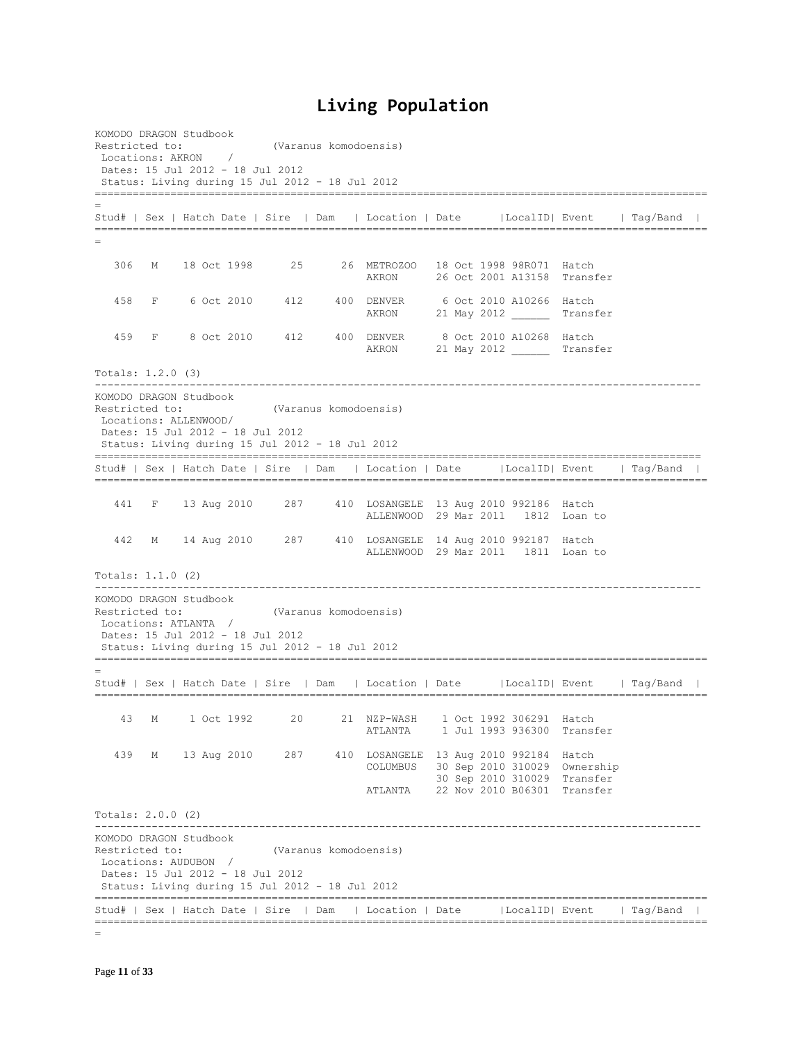# Living Population

```
KOMODO DRAGON Studbook
Restricted to:            (Varanus komodoensis)
 Locations: AKRON    /
 Dates: 15 Jul 2012 - 18 Jul 2012
 Status: Living during 15 Jul 2012 - 18 Jul 2012
==============================================================================================
=
Stud# | Sex | Hatch Date | Sire  | Dam   | Location | Date      |LocalID| Event    | Tag/Band  |
==============================================================================================
=

   306   M    18 Oct 1998      25      26  METROZOO   18 Oct 1998 98R071  Hatch
                                           AKRON      26 Oct 2001 A13158  Transfer

   458   F     6 Oct 2010     412     400  DENVER      6 Oct 2010 A10266  Hatch
                                           AKRON      21 May 2012 ______  Transfer

   459   F     8 Oct 2010     412     400  DENVER      8 Oct 2010 A10268  Hatch
                                           AKRON      21 May 2012 ______  Transfer

Totals: 1.2.0 (3)
----------------------------------------------------------------------------------------------
KOMODO DRAGON Studbook
Restricted to:            (Varanus komodoensis)
 Locations: ALLENWOOD/
 Dates: 15 Jul 2012 - 18 Jul 2012
 Status: Living during 15 Jul 2012 - 18 Jul 2012
==============================================================================================
Stud# | Sex | Hatch Date | Sire  | Dam   | Location | Date      |LocalID| Event    | Tag/Band  |
==============================================================================================

   441   F    13 Aug 2010     287     410  LOSANGELE  13 Aug 2010 992186  Hatch
                                           ALLENWOOD  29 Mar 2011   1812  Loan to

   442   M    14 Aug 2010     287     410  LOSANGELE  14 Aug 2010 992187  Hatch
                                           ALLENWOOD  29 Mar 2011   1811  Loan to

Totals: 1.1.0 (2)
----------------------------------------------------------------------------------------------
KOMODO DRAGON Studbook
Restricted to:            (Varanus komodoensis)
 Locations: ATLANTA  /
 Dates: 15 Jul 2012 - 18 Jul 2012
 Status: Living during 15 Jul 2012 - 18 Jul 2012
==============================================================================================
=
Stud# | Sex | Hatch Date | Sire  | Dam   | Location | Date      |LocalID| Event    | Tag/Band  |
==============================================================================================

    43   M     1 Oct 1992      20      21  NZP-WASH    1 Oct 1992 306291  Hatch
                                           ATLANTA     1 Jul 1993 936300  Transfer

   439   M    13 Aug 2010     287     410  LOSANGELE  13 Aug 2010 992184  Hatch
                                           COLUMBUS   30 Sep 2010 310029  Ownership
                                                      30 Sep 2010 310029  Transfer
                                           ATLANTA    22 Nov 2010 B06301  Transfer

Totals: 2.0.0 (2)
----------------------------------------------------------------------------------------------
KOMODO DRAGON Studbook
Restricted to:            (Varanus komodoensis)
 Locations: AUDUBON  /
 Dates: 15 Jul 2012 - 18 Jul 2012
 Status: Living during 15 Jul 2012 - 18 Jul 2012
==============================================================================================
Stud# | Sex | Hatch Date | Sire  | Dam   | Location | Date      |LocalID| Event    | Tag/Band  |
==============================================================================================
=
```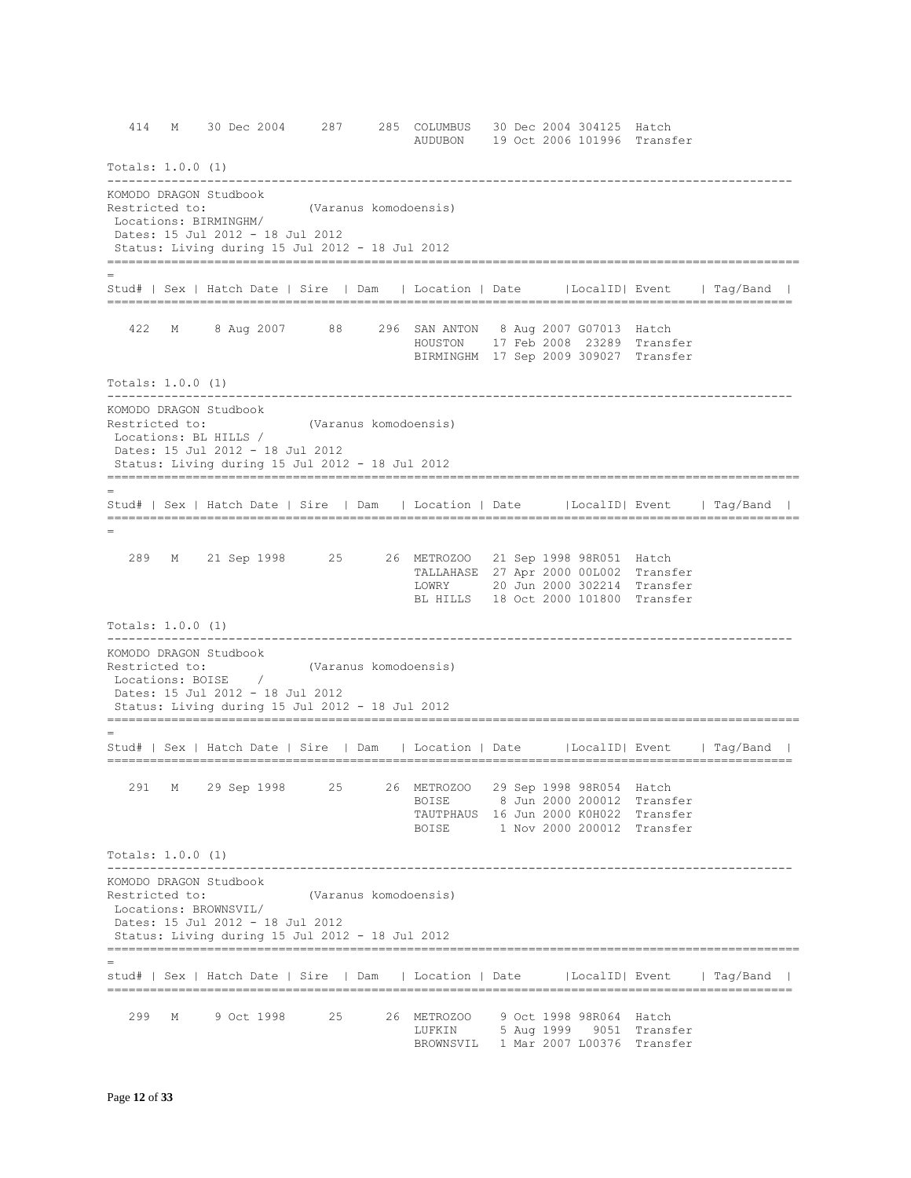| Stud# | Sex | Hatch Date | Sire | Dam | Location | Date | LocalID | Event | Tag/Band |
|---|---|---|---|---|---|---|---|---|---|
| 414 | M | 30 Dec 2004 | 287 | 285 | COLUMBUS | 30 Dec 2004 | 304125 | Hatch | |
| | | | | | AUDUBON | 19 Oct 2006 | 101996 | Transfer | |

Totals: 1.0.0 (1)

---

KOMODO DRAGON Studbook
Restricted to: (Varanus komodoensis)
Locations: BIRMINGHM/
Dates: 15 Jul 2012 - 18 Jul 2012
Status: Living during 15 Jul 2012 - 18 Jul 2012

| Stud# | Sex | Hatch Date | Sire | Dam | Location | Date | LocalID | Event | Tag/Band |
|---|---|---|---|---|---|---|---|---|---|
| 422 | M | 8 Aug 2007 | 88 | 296 | SAN ANTON | 8 Aug 2007 | G07013 | Hatch | |
| | | | | | HOUSTON | 17 Feb 2008 | 23289 | Transfer | |
| | | | | | BIRMINGHM | 17 Sep 2009 | 309027 | Transfer | |

Totals: 1.0.0 (1)

---

KOMODO DRAGON Studbook
Restricted to: (Varanus komodoensis)
Locations: BL HILLS /
Dates: 15 Jul 2012 - 18 Jul 2012
Status: Living during 15 Jul 2012 - 18 Jul 2012

| Stud# | Sex | Hatch Date | Sire | Dam | Location | Date | LocalID | Event | Tag/Band |
|---|---|---|---|---|---|---|---|---|---|
| 289 | M | 21 Sep 1998 | 25 | 26 | METROZOO | 21 Sep 1998 | 98R051 | Hatch | |
| | | | | | TALLAHASE | 27 Apr 2000 | 00L002 | Transfer | |
| | | | | | LOWRY | 20 Jun 2000 | 302214 | Transfer | |
| | | | | | BL HILLS | 18 Oct 2000 | 101800 | Transfer | |

Totals: 1.0.0 (1)

---

KOMODO DRAGON Studbook
Restricted to: (Varanus komodoensis)
Locations: BOISE /
Dates: 15 Jul 2012 - 18 Jul 2012
Status: Living during 15 Jul 2012 - 18 Jul 2012

| Stud# | Sex | Hatch Date | Sire | Dam | Location | Date | LocalID | Event | Tag/Band |
|---|---|---|---|---|---|---|---|---|---|
| 291 | M | 29 Sep 1998 | 25 | 26 | METROZOO | 29 Sep 1998 | 98R054 | Hatch | |
| | | | | | BOISE | 8 Jun 2000 | 200012 | Transfer | |
| | | | | | TAUTPHAUS | 16 Jun 2000 | K0H022 | Transfer | |
| | | | | | BOISE | 1 Nov 2000 | 200012 | Transfer | |

Totals: 1.0.0 (1)

---

KOMODO DRAGON Studbook
Restricted to: (Varanus komodoensis)
Locations: BROWNSVIL/
Dates: 15 Jul 2012 - 18 Jul 2012
Status: Living during 15 Jul 2012 - 18 Jul 2012

| stud# | Sex | Hatch Date | Sire | Dam | Location | Date | LocalID | Event | Tag/Band |
|---|---|---|---|---|---|---|---|---|---|
| 299 | M | 9 Oct 1998 | 25 | 26 | METROZOO | 9 Oct 1998 | 98R064 | Hatch | |
| | | | | | LUFKIN | 5 Aug 1999 | 9051 | Transfer | |
| | | | | | BROWNSVIL | 1 Mar 2007 | L00376 | Transfer | |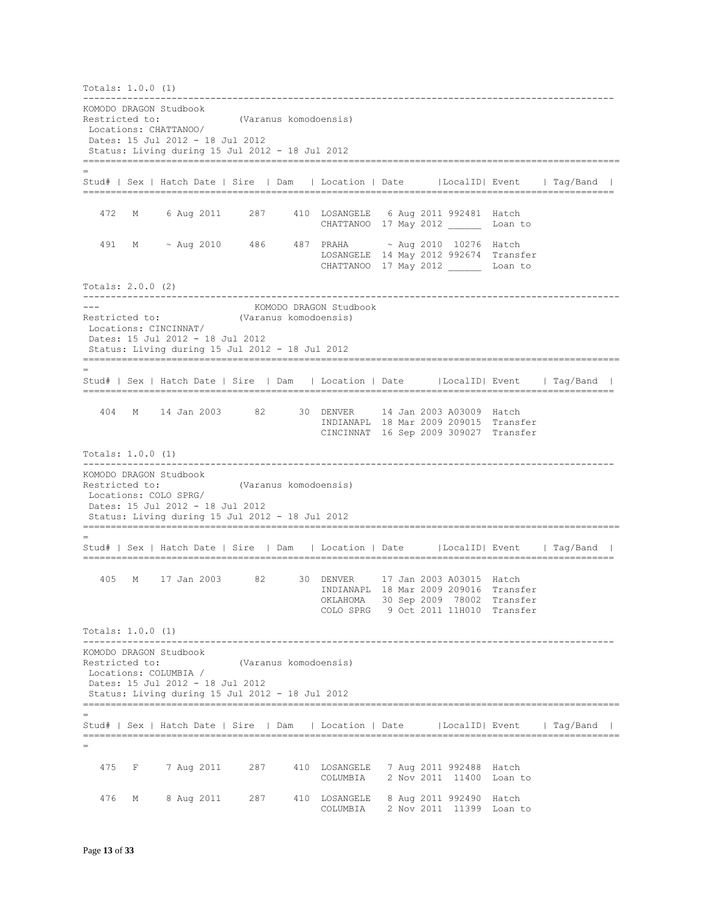Totals: 1.0.0 (1)

KOMODO DRAGON Studbook
Restricted to: (Varanus komodoensis)
Locations: CHATTANOO/
Dates: 15 Jul 2012 - 18 Jul 2012
Status: Living during 15 Jul 2012 - 18 Jul 2012

| Stud# | Sex | Hatch Date | Sire | Dam | Location | Date | LocalID | Event | Tag/Band |
|---|---|---|---|---|---|---|---|---|---|
| 472 | M | 6 Aug 2011 | 287 | 410 | LOSANGELE | 6 Aug 2011 | 992481 | Hatch | |
| | | | | | CHATTANOO | 17 May 2012 | ______ | Loan to | |
| 491 | M | ~ Aug 2010 | 486 | 487 | PRAHA | ~ Aug 2010 | 10276 | Hatch | |
| | | | | | LOSANGELE | 14 May 2012 | 992674 | Transfer | |
| | | | | | CHATTANOO | 17 May 2012 | ______ | Loan to | |

Totals: 2.0.0 (2)

KOMODO DRAGON Studbook
Restricted to: (Varanus komodoensis)
Locations: CINCINNAT/
Dates: 15 Jul 2012 - 18 Jul 2012
Status: Living during 15 Jul 2012 - 18 Jul 2012

| Stud# | Sex | Hatch Date | Sire | Dam | Location | Date | LocalID | Event | Tag/Band |
|---|---|---|---|---|---|---|---|---|---|
| 404 | M | 14 Jan 2003 | 82 | 30 | DENVER | 14 Jan 2003 | A03009 | Hatch | |
| | | | | | INDIANAPL | 18 Mar 2009 | 209015 | Transfer | |
| | | | | | CINCINNAT | 16 Sep 2009 | 309027 | Transfer | |

Totals: 1.0.0 (1)

KOMODO DRAGON Studbook
Restricted to: (Varanus komodoensis)
Locations: COLO SPRG/
Dates: 15 Jul 2012 - 18 Jul 2012
Status: Living during 15 Jul 2012 - 18 Jul 2012

| Stud# | Sex | Hatch Date | Sire | Dam | Location | Date | LocalID | Event | Tag/Band |
|---|---|---|---|---|---|---|---|---|---|
| 405 | M | 17 Jan 2003 | 82 | 30 | DENVER | 17 Jan 2003 | A03015 | Hatch | |
| | | | | | INDIANAPL | 18 Mar 2009 | 209016 | Transfer | |
| | | | | | OKLAHOMA | 30 Sep 2009 | 78002 | Transfer | |
| | | | | | COLO SPRG | 9 Oct 2011 | 11H010 | Transfer | |

Totals: 1.0.0 (1)

KOMODO DRAGON Studbook
Restricted to: (Varanus komodoensis)
Locations: COLUMBIA /
Dates: 15 Jul 2012 - 18 Jul 2012
Status: Living during 15 Jul 2012 - 18 Jul 2012

| Stud# | Sex | Hatch Date | Sire | Dam | Location | Date | LocalID | Event | Tag/Band |
|---|---|---|---|---|---|---|---|---|---|
| 475 | F | 7 Aug 2011 | 287 | 410 | LOSANGELE | 7 Aug 2011 | 992488 | Hatch | |
| | | | | | COLUMBIA | 2 Nov 2011 | 11400 | Loan to | |
| 476 | M | 8 Aug 2011 | 287 | 410 | LOSANGELE | 8 Aug 2011 | 992490 | Hatch | |
| | | | | | COLUMBIA | 2 Nov 2011 | 11399 | Loan to | |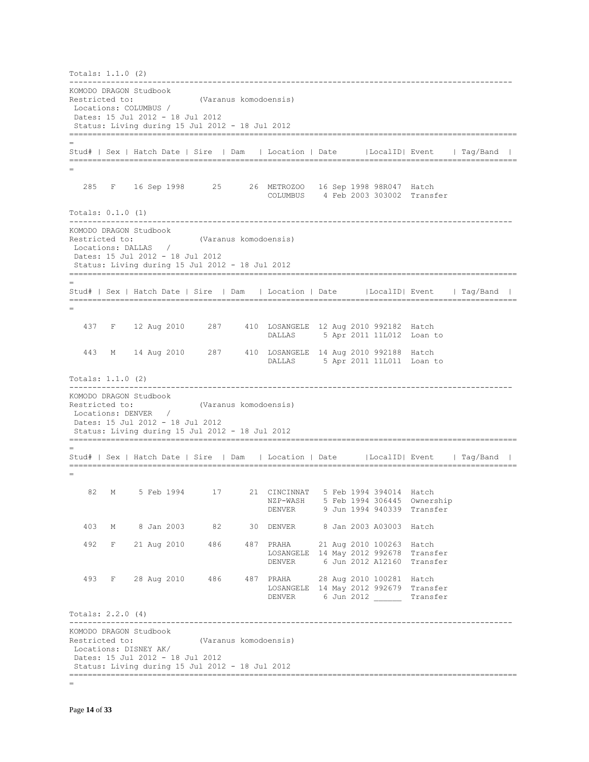Totals: 1.1.0 (2)

---

KOMODO DRAGON Studbook
Restricted to: (Varanus komodoensis)
Locations: COLUMBUS /
Dates: 15 Jul 2012 - 18 Jul 2012
Status: Living during 15 Jul 2012 - 18 Jul 2012

| Stud# | Sex | Hatch Date | Sire | Dam | Location | Date | LocalID | Event | Tag/Band |
|---|---|---|---|---|---|---|---|---|---|
| 285 | F | 16 Sep 1998 | 25 | 26 | METROZOO | 16 Sep 1998 | 98R047 | Hatch | |
| | | | | | COLUMBUS | 4 Feb 2003 | 303002 | Transfer | |

Totals: 0.1.0 (1)

---

KOMODO DRAGON Studbook
Restricted to: (Varanus komodoensis)
Locations: DALLAS /
Dates: 15 Jul 2012 - 18 Jul 2012
Status: Living during 15 Jul 2012 - 18 Jul 2012

| Stud# | Sex | Hatch Date | Sire | Dam | Location | Date | LocalID | Event | Tag/Band |
|---|---|---|---|---|---|---|---|---|---|
| 437 | F | 12 Aug 2010 | 287 | 410 | LOSANGELE | 12 Aug 2010 | 992182 | Hatch | |
| | | | | | DALLAS | 5 Apr 2011 | 11L012 | Loan to | |
| 443 | M | 14 Aug 2010 | 287 | 410 | LOSANGELE | 14 Aug 2010 | 992188 | Hatch | |
| | | | | | DALLAS | 5 Apr 2011 | 11L011 | Loan to | |

Totals: 1.1.0 (2)

---

KOMODO DRAGON Studbook
Restricted to: (Varanus komodoensis)
Locations: DENVER /
Dates: 15 Jul 2012 - 18 Jul 2012
Status: Living during 15 Jul 2012 - 18 Jul 2012

| Stud# | Sex | Hatch Date | Sire | Dam | Location | Date | LocalID | Event | Tag/Band |
|---|---|---|---|---|---|---|---|---|---|
| 82 | M | 5 Feb 1994 | 17 | 21 | CINCINNAT | 5 Feb 1994 | 394014 | Hatch | |
| | | | | | NZP-WASH | 5 Feb 1994 | 306445 | Ownership | |
| | | | | | DENVER | 9 Jun 1994 | 940339 | Transfer | |
| 403 | M | 8 Jan 2003 | 82 | 30 | DENVER | 8 Jan 2003 | A03003 | Hatch | |
| 492 | F | 21 Aug 2010 | 486 | 487 | PRAHA | 21 Aug 2010 | 100263 | Hatch | |
| | | | | | LOSANGELE | 14 May 2012 | 992678 | Transfer | |
| | | | | | DENVER | 6 Jun 2012 | A12160 | Transfer | |
| 493 | F | 28 Aug 2010 | 486 | 487 | PRAHA | 28 Aug 2010 | 100281 | Hatch | |
| | | | | | LOSANGELE | 14 May 2012 | 992679 | Transfer | |
| | | | | | DENVER | 6 Jun 2012 | ______ | Transfer | |

Totals: 2.2.0 (4)

---

KOMODO DRAGON Studbook
Restricted to: (Varanus komodoensis)
Locations: DISNEY AK/
Dates: 15 Jul 2012 - 18 Jul 2012
Status: Living during 15 Jul 2012 - 18 Jul 2012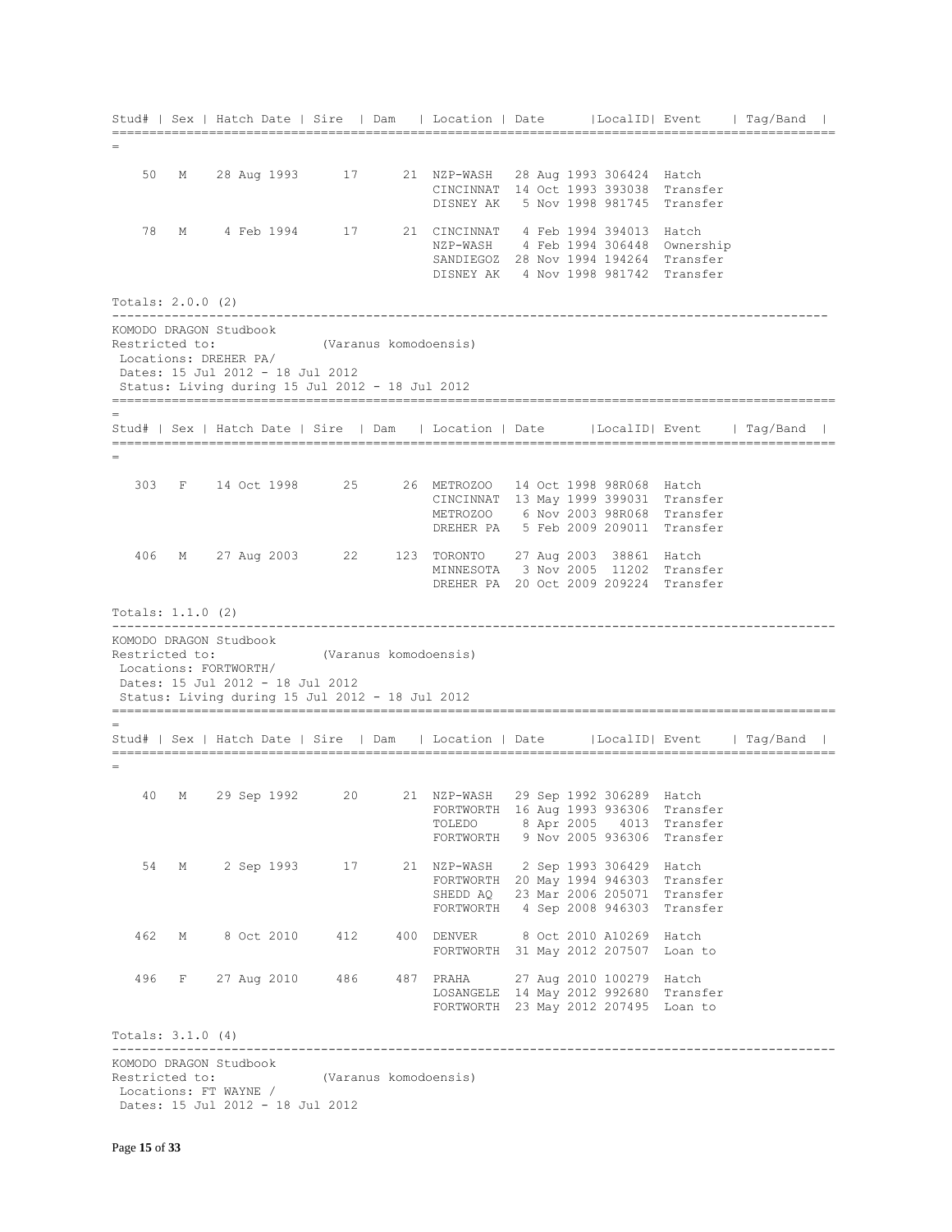```
Stud# | Sex | Hatch Date | Sire  | Dam   | Location | Date      |LocalID| Event    | Tag/Band  |
=================================================================================================
=

    50   M    28 Aug 1993      17      21  NZP-WASH   28 Aug 1993 306424  Hatch
                                           CINCINNAT  14 Oct 1993 393038  Transfer
                                           DISNEY AK   5 Nov 1998 981745  Transfer

    78   M     4 Feb 1994      17      21  CINCINNAT   4 Feb 1994 394013  Hatch
                                           NZP-WASH    4 Feb 1994 306448  Ownership
                                           SANDIEGOZ  28 Nov 1994 194264  Transfer
                                           DISNEY AK   4 Nov 1998 981742  Transfer

Totals: 2.0.0 (2)
------------------------------------------------------------------------------------------------
KOMODO DRAGON Studbook
Restricted to:              (Varanus komodoensis)
 Locations: DREHER PA/
 Dates: 15 Jul 2012 - 18 Jul 2012
 Status: Living during 15 Jul 2012 - 18 Jul 2012
=================================================================================================
=
Stud# | Sex | Hatch Date | Sire  | Dam   | Location | Date      |LocalID| Event    | Tag/Band  |
=================================================================================================
=

   303   F    14 Oct 1998      25      26  METROZOO   14 Oct 1998 98R068  Hatch
                                           CINCINNAT  13 May 1999 399031  Transfer
                                           METROZOO    6 Nov 2003 98R068  Transfer
                                           DREHER PA   5 Feb 2009 209011  Transfer

   406   M    27 Aug 2003      22     123  TORONTO    27 Aug 2003  38861  Hatch
                                           MINNESOTA   3 Nov 2005  11202  Transfer
                                           DREHER PA  20 Oct 2009 209224  Transfer

Totals: 1.1.0 (2)
------------------------------------------------------------------------------------------------
KOMODO DRAGON Studbook
Restricted to:              (Varanus komodoensis)
 Locations: FORTWORTH/
 Dates: 15 Jul 2012 - 18 Jul 2012
 Status: Living during 15 Jul 2012 - 18 Jul 2012
=================================================================================================
=
Stud# | Sex | Hatch Date | Sire  | Dam   | Location | Date      |LocalID| Event    | Tag/Band  |
=================================================================================================
=

    40   M    29 Sep 1992      20      21  NZP-WASH   29 Sep 1992 306289  Hatch
                                           FORTWORTH  16 Aug 1993 936306  Transfer
                                           TOLEDO      8 Apr 2005   4013  Transfer
                                           FORTWORTH   9 Nov 2005 936306  Transfer

    54   M     2 Sep 1993      17      21  NZP-WASH    2 Sep 1993 306429  Hatch
                                           FORTWORTH  20 May 1994 946303  Transfer
                                           SHEDD AQ   23 Mar 2006 205071  Transfer
                                           FORTWORTH   4 Sep 2008 946303  Transfer

   462   M     8 Oct 2010     412     400  DENVER      8 Oct 2010 A10269  Hatch
                                           FORTWORTH  31 May 2012 207507  Loan to

   496   F    27 Aug 2010     486     487  PRAHA      27 Aug 2010 100279  Hatch
                                           LOSANGELE  14 May 2012 992680  Transfer
                                           FORTWORTH  23 May 2012 207495  Loan to

Totals: 3.1.0 (4)
------------------------------------------------------------------------------------------------
KOMODO DRAGON Studbook
Restricted to:              (Varanus komodoensis)
 Locations: FT WAYNE /
 Dates: 15 Jul 2012 - 18 Jul 2012
```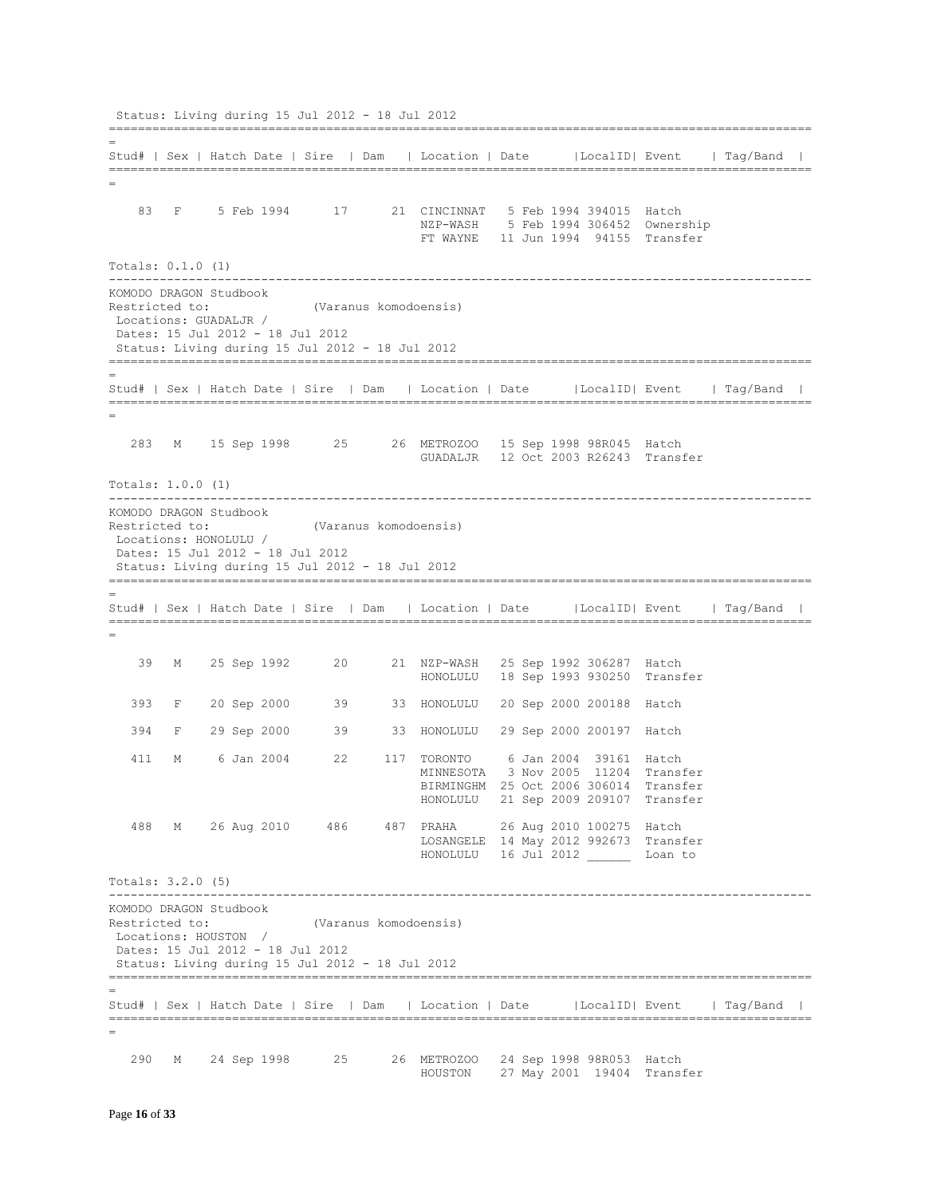Status: Living during 15 Jul 2012 - 18 Jul 2012

| Stud# | Sex | Hatch Date | Sire | Dam | Location | Date | LocalID | Event | Tag/Band |
|---|---|---|---|---|---|---|---|---|---|
| 83 | F | 5 Feb 1994 | 17 | 21 | CINCINNAT | 5 Feb 1994 | 394015 | Hatch | |
| | | | | | NZP-WASH | 5 Feb 1994 | 306452 | Ownership | |
| | | | | | FT WAYNE | 11 Jun 1994 | 94155 | Transfer | |

Totals: 0.1.0 (1)

---

KOMODO DRAGON Studbook
Restricted to: (Varanus komodoensis)
Locations: GUADALJR /
Dates: 15 Jul 2012 - 18 Jul 2012
Status: Living during 15 Jul 2012 - 18 Jul 2012

| Stud# | Sex | Hatch Date | Sire | Dam | Location | Date | LocalID | Event | Tag/Band |
|---|---|---|---|---|---|---|---|---|---|
| 283 | M | 15 Sep 1998 | 25 | 26 | METROZOO | 15 Sep 1998 | 98R045 | Hatch | |
| | | | | | GUADALJR | 12 Oct 2003 | R26243 | Transfer | |

Totals: 1.0.0 (1)

---

KOMODO DRAGON Studbook
Restricted to: (Varanus komodoensis)
Locations: HONOLULU /
Dates: 15 Jul 2012 - 18 Jul 2012
Status: Living during 15 Jul 2012 - 18 Jul 2012

| Stud# | Sex | Hatch Date | Sire | Dam | Location | Date | LocalID | Event | Tag/Band |
|---|---|---|---|---|---|---|---|---|---|
| 39 | M | 25 Sep 1992 | 20 | 21 | NZP-WASH | 25 Sep 1992 | 306287 | Hatch | |
| | | | | | HONOLULU | 18 Sep 1993 | 930250 | Transfer | |
| 393 | F | 20 Sep 2000 | 39 | 33 | HONOLULU | 20 Sep 2000 | 200188 | Hatch | |
| 394 | F | 29 Sep 2000 | 39 | 33 | HONOLULU | 29 Sep 2000 | 200197 | Hatch | |
| 411 | M | 6 Jan 2004 | 22 | 117 | TORONTO | 6 Jan 2004 | 39161 | Hatch | |
| | | | | | MINNESOTA | 3 Nov 2005 | 11204 | Transfer | |
| | | | | | BIRMINGHM | 25 Oct 2006 | 306014 | Transfer | |
| | | | | | HONOLULU | 21 Sep 2009 | 209107 | Transfer | |
| 488 | M | 26 Aug 2010 | 486 | 487 | PRAHA | 26 Aug 2010 | 100275 | Hatch | |
| | | | | | LOSANGELE | 14 May 2012 | 992673 | Transfer | |
| | | | | | HONOLULU | 16 Jul 2012 | ______ | Loan to | |

Totals: 3.2.0 (5)

---

KOMODO DRAGON Studbook
Restricted to: (Varanus komodoensis)
Locations: HOUSTON /
Dates: 15 Jul 2012 - 18 Jul 2012
Status: Living during 15 Jul 2012 - 18 Jul 2012

| Stud# | Sex | Hatch Date | Sire | Dam | Location | Date | LocalID | Event | Tag/Band |
|---|---|---|---|---|---|---|---|---|---|
| 290 | M | 24 Sep 1998 | 25 | 26 | METROZOO | 24 Sep 1998 | 98R053 | Hatch | |
| | | | | | HOUSTON | 27 May 2001 | 19404 | Transfer | |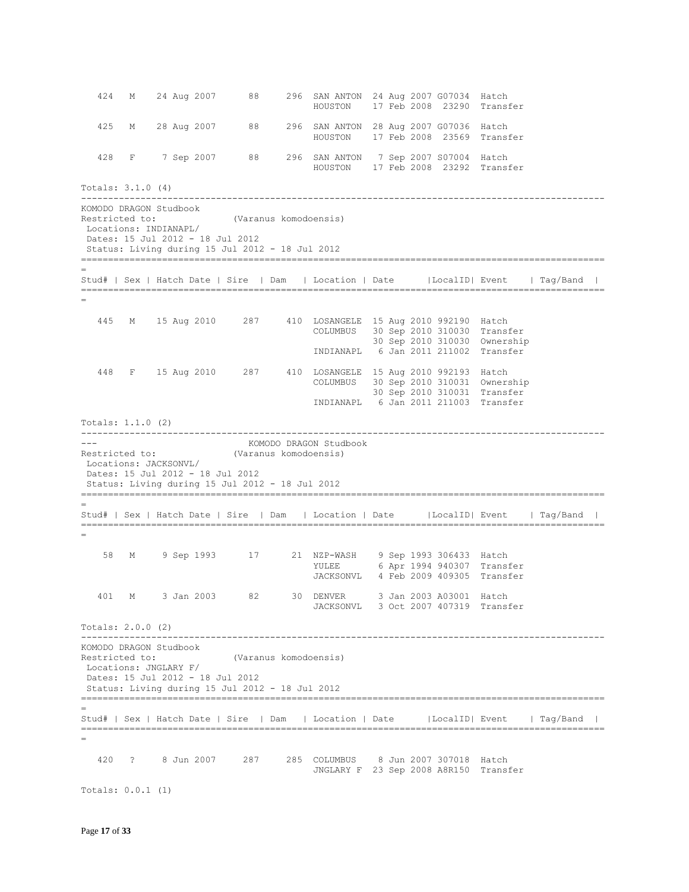| Stud# | Sex | Hatch Date | Sire | Dam | Location | Date | LocalID | Event | Tag/Band |
|---|---|---|---|---|---|---|---|---|---|
| 424 | M | 24 Aug 2007 | 88 | 296 | SAN ANTON | 24 Aug 2007 | G07034 | Hatch | |
| | | | | | HOUSTON | 17 Feb 2008 | 23290 | Transfer | |
| 425 | M | 28 Aug 2007 | 88 | 296 | SAN ANTON | 28 Aug 2007 | G07036 | Hatch | |
| | | | | | HOUSTON | 17 Feb 2008 | 23569 | Transfer | |
| 428 | F | 7 Sep 2007 | 88 | 296 | SAN ANTON | 7 Sep 2007 | S07004 | Hatch | |
| | | | | | HOUSTON | 17 Feb 2008 | 23292 | Transfer | |

Totals: 3.1.0 (4)

---

KOMODO DRAGON Studbook
Restricted to: (Varanus komodoensis)
Locations: INDIANAPL/
Dates: 15 Jul 2012 - 18 Jul 2012
Status: Living during 15 Jul 2012 - 18 Jul 2012

| Stud# | Sex | Hatch Date | Sire | Dam | Location | Date | LocalID | Event | Tag/Band |
|---|---|---|---|---|---|---|---|---|---|
| 445 | M | 15 Aug 2010 | 287 | 410 | LOSANGELE | 15 Aug 2010 | 992190 | Hatch | |
| | | | | | COLUMBUS | 30 Sep 2010 | 310030 | Transfer | |
| | | | | | | 30 Sep 2010 | 310030 | Ownership | |
| | | | | | INDIANAPL | 6 Jan 2011 | 211002 | Transfer | |
| 448 | F | 15 Aug 2010 | 287 | 410 | LOSANGELE | 15 Aug 2010 | 992193 | Hatch | |
| | | | | | COLUMBUS | 30 Sep 2010 | 310031 | Ownership | |
| | | | | | | 30 Sep 2010 | 310031 | Transfer | |
| | | | | | INDIANAPL | 6 Jan 2011 | 211003 | Transfer | |

Totals: 1.1.0 (2)

---

KOMODO DRAGON Studbook
Restricted to: (Varanus komodoensis)
Locations: JACKSONVL/
Dates: 15 Jul 2012 - 18 Jul 2012
Status: Living during 15 Jul 2012 - 18 Jul 2012

| Stud# | Sex | Hatch Date | Sire | Dam | Location | Date | LocalID | Event | Tag/Band |
|---|---|---|---|---|---|---|---|---|---|
| 58 | M | 9 Sep 1993 | 17 | 21 | NZP-WASH | 9 Sep 1993 | 306433 | Hatch | |
| | | | | | YULEE | 6 Apr 1994 | 940307 | Transfer | |
| | | | | | JACKSONVL | 4 Feb 2009 | 409305 | Transfer | |
| 401 | M | 3 Jan 2003 | 82 | 30 | DENVER | 3 Jan 2003 | A03001 | Hatch | |
| | | | | | JACKSONVL | 3 Oct 2007 | 407319 | Transfer | |

Totals: 2.0.0 (2)

---

KOMODO DRAGON Studbook
Restricted to: (Varanus komodoensis)
Locations: JNGLARY F/
Dates: 15 Jul 2012 - 18 Jul 2012
Status: Living during 15 Jul 2012 - 18 Jul 2012

| Stud# | Sex | Hatch Date | Sire | Dam | Location | Date | LocalID | Event | Tag/Band |
|---|---|---|---|---|---|---|---|---|---|
| 420 | ? | 8 Jun 2007 | 287 | 285 | COLUMBUS | 8 Jun 2007 | 307018 | Hatch | |
| | | | | | JNGLARY F | 23 Sep 2008 | A8R150 | Transfer | |

Totals: 0.0.1 (1)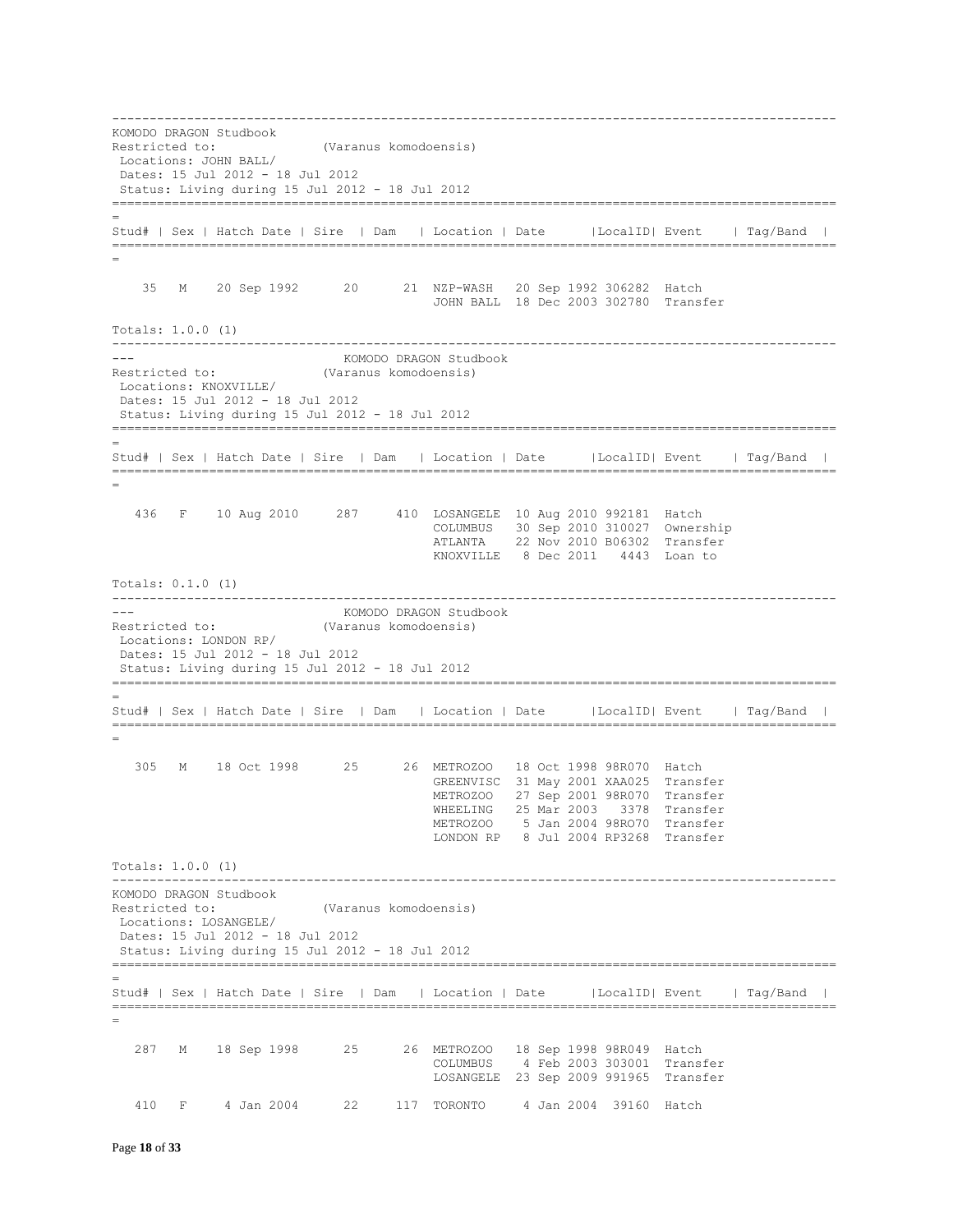```
---------------------------------------------------------------------------------------------------
KOMODO DRAGON Studbook
Restricted to:              (Varanus komodoensis)
 Locations: JOHN BALL/
 Dates: 15 Jul 2012 - 18 Jul 2012
 Status: Living during 15 Jul 2012 - 18 Jul 2012
===================================================================================================
=
Stud# | Sex | Hatch Date | Sire  | Dam   | Location | Date      |LocalID| Event    | Tag/Band  |
===================================================================================================
=

    35   M    20 Sep 1992      20      21  NZP-WASH   20 Sep 1992 306282  Hatch
                                           JOHN BALL  18 Dec 2003 302780  Transfer

Totals: 1.0.0 (1)
---------------------------------------------------------------------------------------------------
---                           KOMODO DRAGON Studbook
Restricted to:              (Varanus komodoensis)
 Locations: KNOXVILLE/
 Dates: 15 Jul 2012 - 18 Jul 2012
 Status: Living during 15 Jul 2012 - 18 Jul 2012
===================================================================================================
=
Stud# | Sex | Hatch Date | Sire  | Dam   | Location | Date      |LocalID| Event    | Tag/Band  |
===================================================================================================
=

   436   F    10 Aug 2010     287     410  LOSANGELE  10 Aug 2010 992181  Hatch
                                           COLUMBUS   30 Sep 2010 310027  Ownership
                                           ATLANTA    22 Nov 2010 B06302  Transfer
                                           KNOXVILLE   8 Dec 2011   4443  Loan to

Totals: 0.1.0 (1)
---------------------------------------------------------------------------------------------------
---                           KOMODO DRAGON Studbook
Restricted to:              (Varanus komodoensis)
 Locations: LONDON RP/
 Dates: 15 Jul 2012 - 18 Jul 2012
 Status: Living during 15 Jul 2012 - 18 Jul 2012
===================================================================================================
=
Stud# | Sex | Hatch Date | Sire  | Dam   | Location | Date      |LocalID| Event    | Tag/Band  |
===================================================================================================
=

   305   M    18 Oct 1998      25      26  METROZOO   18 Oct 1998 98R070  Hatch
                                           GREENVISC  31 May 2001 XAA025  Transfer
                                           METROZOO   27 Sep 2001 98R070  Transfer
                                           WHEELING   25 Mar 2003   3378  Transfer
                                           METROZOO    5 Jan 2004 98RO70  Transfer
                                           LONDON RP   8 Jul 2004 RP3268  Transfer

Totals: 1.0.0 (1)
---------------------------------------------------------------------------------------------------
KOMODO DRAGON Studbook
Restricted to:              (Varanus komodoensis)
 Locations: LOSANGELE/
 Dates: 15 Jul 2012 - 18 Jul 2012
 Status: Living during 15 Jul 2012 - 18 Jul 2012
===================================================================================================
=
Stud# | Sex | Hatch Date | Sire  | Dam   | Location | Date      |LocalID| Event    | Tag/Band  |
===================================================================================================
=

   287   M    18 Sep 1998      25      26  METROZOO   18 Sep 1998 98R049  Hatch
                                           COLUMBUS    4 Feb 2003 303001  Transfer
                                           LOSANGELE  23 Sep 2009 991965  Transfer

   410   F     4 Jan 2004      22     117  TORONTO     4 Jan 2004  39160  Hatch
```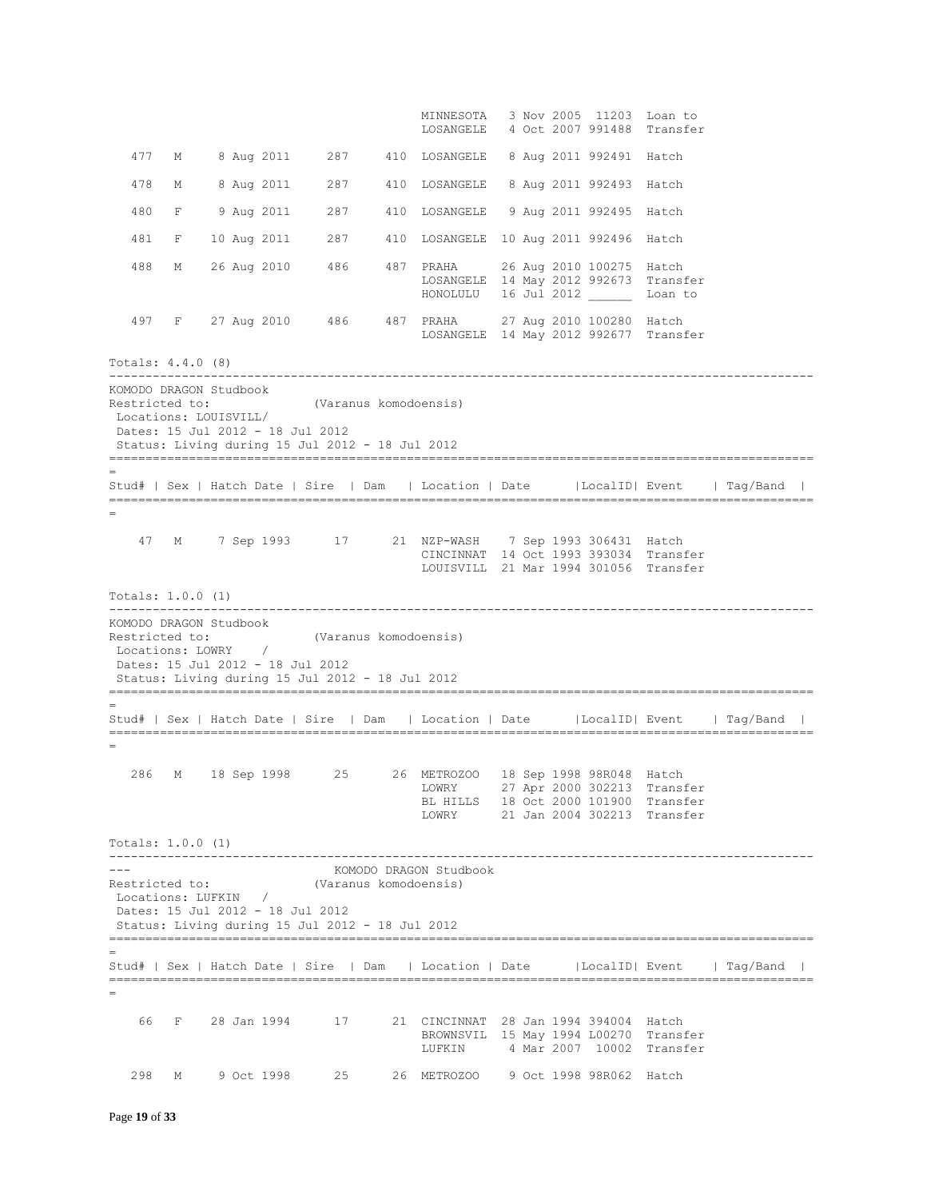| Stud# | Sex | Hatch Date | Sire | Dam | Location | Date | LocalID | Event | Tag/Band |
|---|---|---|---|---|---|---|---|---|---|
| | | | | | MINNESOTA | 3 Nov 2005 | 11203 | Loan to | |
| | | | | | LOSANGELE | 4 Oct 2007 | 991488 | Transfer | |
| 477 | M | 8 Aug 2011 | 287 | 410 | LOSANGELE | 8 Aug 2011 | 992491 | Hatch | |
| 478 | M | 8 Aug 2011 | 287 | 410 | LOSANGELE | 8 Aug 2011 | 992493 | Hatch | |
| 480 | F | 9 Aug 2011 | 287 | 410 | LOSANGELE | 9 Aug 2011 | 992495 | Hatch | |
| 481 | F | 10 Aug 2011 | 287 | 410 | LOSANGELE | 10 Aug 2011 | 992496 | Hatch | |
| 488 | M | 26 Aug 2010 | 486 | 487 | PRAHA | 26 Aug 2010 | 100275 | Hatch | |
| | | | | | LOSANGELE | 14 May 2012 | 992673 | Transfer | |
| | | | | | HONOLULU | 16 Jul 2012 | ______ | Loan to | |
| 497 | F | 27 Aug 2010 | 486 | 487 | PRAHA | 27 Aug 2010 | 100280 | Hatch | |
| | | | | | LOSANGELE | 14 May 2012 | 992677 | Transfer | |

Totals: 4.4.0 (8)

KOMODO DRAGON Studbook
Restricted to: (Varanus komodoensis)
Locations: LOUISVILL/
Dates: 15 Jul 2012 - 18 Jul 2012
Status: Living during 15 Jul 2012 - 18 Jul 2012

| Stud# | Sex | Hatch Date | Sire | Dam | Location | Date | LocalID | Event | Tag/Band |
|---|---|---|---|---|---|---|---|---|---|
| 47 | M | 7 Sep 1993 | 17 | 21 | NZP-WASH | 7 Sep 1993 | 306431 | Hatch | |
| | | | | | CINCINNAT | 14 Oct 1993 | 393034 | Transfer | |
| | | | | | LOUISVILL | 21 Mar 1994 | 301056 | Transfer | |

Totals: 1.0.0 (1)

KOMODO DRAGON Studbook
Restricted to: (Varanus komodoensis)
Locations: LOWRY /
Dates: 15 Jul 2012 - 18 Jul 2012
Status: Living during 15 Jul 2012 - 18 Jul 2012

| Stud# | Sex | Hatch Date | Sire | Dam | Location | Date | LocalID | Event | Tag/Band |
|---|---|---|---|---|---|---|---|---|---|
| 286 | M | 18 Sep 1998 | 25 | 26 | METROZOO | 18 Sep 1998 | 98R048 | Hatch | |
| | | | | | LOWRY | 27 Apr 2000 | 302213 | Transfer | |
| | | | | | BL HILLS | 18 Oct 2000 | 101900 | Transfer | |
| | | | | | LOWRY | 21 Jan 2004 | 302213 | Transfer | |

Totals: 1.0.0 (1)

KOMODO DRAGON Studbook
Restricted to: (Varanus komodoensis)
Locations: LUFKIN /
Dates: 15 Jul 2012 - 18 Jul 2012
Status: Living during 15 Jul 2012 - 18 Jul 2012

| Stud# | Sex | Hatch Date | Sire | Dam | Location | Date | LocalID | Event | Tag/Band |
|---|---|---|---|---|---|---|---|---|---|
| 66 | F | 28 Jan 1994 | 17 | 21 | CINCINNAT | 28 Jan 1994 | 394004 | Hatch | |
| | | | | | BROWNSVIL | 15 May 1994 | L00270 | Transfer | |
| | | | | | LUFKIN | 4 Mar 2007 | 10002 | Transfer | |
| 298 | M | 9 Oct 1998 | 25 | 26 | METROZOO | 9 Oct 1998 | 98R062 | Hatch | |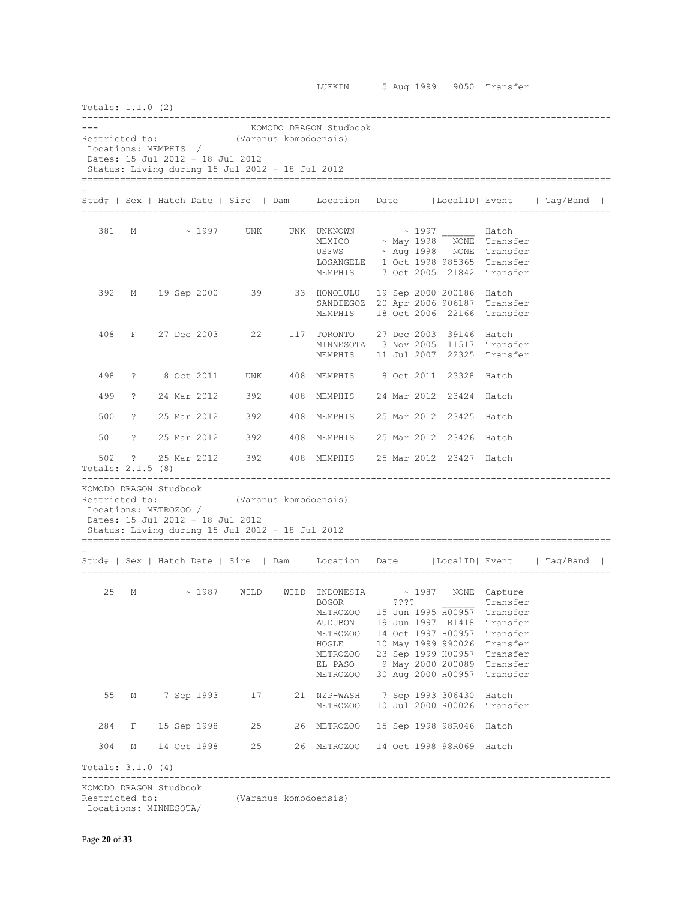| | | | | | LUFKIN | 5 Aug 1999 | 9050 | Transfer | |
|---|---|---|---|---|---|---|---|---|---|

Totals: 1.1.0 (2)

---

KOMODO DRAGON Studbook
Restricted to: (Varanus komodoensis)
Locations: MEMPHIS /
Dates: 15 Jul 2012 - 18 Jul 2012
Status: Living during 15 Jul 2012 - 18 Jul 2012

| Stud# | Sex | Hatch Date | Sire | Dam | Location | Date | LocalID | Event | Tag/Band |
|---|---|---|---|---|---|---|---|---|---|
| 381 | M | ~ 1997 | UNK | UNK | UNKNOWN | ~ 1997 | ______ | Hatch | |
| | | | | | MEXICO | ~ May 1998 | NONE | Transfer | |
| | | | | | USFWS | ~ Aug 1998 | NONE | Transfer | |
| | | | | | LOSANGELE | 1 Oct 1998 | 985365 | Transfer | |
| | | | | | MEMPHIS | 7 Oct 2005 | 21842 | Transfer | |
| 392 | M | 19 Sep 2000 | 39 | 33 | HONOLULU | 19 Sep 2000 | 200186 | Hatch | |
| | | | | | SANDIEGOZ | 20 Apr 2006 | 906187 | Transfer | |
| | | | | | MEMPHIS | 18 Oct 2006 | 22166 | Transfer | |
| 408 | F | 27 Dec 2003 | 22 | 117 | TORONTO | 27 Dec 2003 | 39146 | Hatch | |
| | | | | | MINNESOTA | 3 Nov 2005 | 11517 | Transfer | |
| | | | | | MEMPHIS | 11 Jul 2007 | 22325 | Transfer | |
| 498 | ? | 8 Oct 2011 | UNK | 408 | MEMPHIS | 8 Oct 2011 | 23328 | Hatch | |
| 499 | ? | 24 Mar 2012 | 392 | 408 | MEMPHIS | 24 Mar 2012 | 23424 | Hatch | |
| 500 | ? | 25 Mar 2012 | 392 | 408 | MEMPHIS | 25 Mar 2012 | 23425 | Hatch | |
| 501 | ? | 25 Mar 2012 | 392 | 408 | MEMPHIS | 25 Mar 2012 | 23426 | Hatch | |
| 502 | ? | 25 Mar 2012 | 392 | 408 | MEMPHIS | 25 Mar 2012 | 23427 | Hatch | |

Totals: 2.1.5 (8)

---

KOMODO DRAGON Studbook
Restricted to: (Varanus komodoensis)
Locations: METROZOO /
Dates: 15 Jul 2012 - 18 Jul 2012
Status: Living during 15 Jul 2012 - 18 Jul 2012

| Stud# | Sex | Hatch Date | Sire | Dam | Location | Date | LocalID | Event | Tag/Band |
|---|---|---|---|---|---|---|---|---|---|
| 25 | M | ~ 1987 | WILD | WILD | INDONESIA | ~ 1987 | NONE | Capture | |
| | | | | | BOGOR | ???? | ______ | Transfer | |
| | | | | | METROZOO | 15 Jun 1995 | H00957 | Transfer | |
| | | | | | AUDUBON | 19 Jun 1997 | R1418 | Transfer | |
| | | | | | METROZOO | 14 Oct 1997 | H00957 | Transfer | |
| | | | | | HOGLE | 10 May 1999 | 990026 | Transfer | |
| | | | | | METROZOO | 23 Sep 1999 | H00957 | Transfer | |
| | | | | | EL PASO | 9 May 2000 | 200089 | Transfer | |
| | | | | | METROZOO | 30 Aug 2000 | H00957 | Transfer | |
| 55 | M | 7 Sep 1993 | 17 | 21 | NZP-WASH | 7 Sep 1993 | 306430 | Hatch | |
| | | | | | METROZOO | 10 Jul 2000 | R00026 | Transfer | |
| 284 | F | 15 Sep 1998 | 25 | 26 | METROZOO | 15 Sep 1998 | 98R046 | Hatch | |
| 304 | M | 14 Oct 1998 | 25 | 26 | METROZOO | 14 Oct 1998 | 98R069 | Hatch | |

Totals: 3.1.0 (4)

---

KOMODO DRAGON Studbook
Restricted to: (Varanus komodoensis)
Locations: MINNESOTA/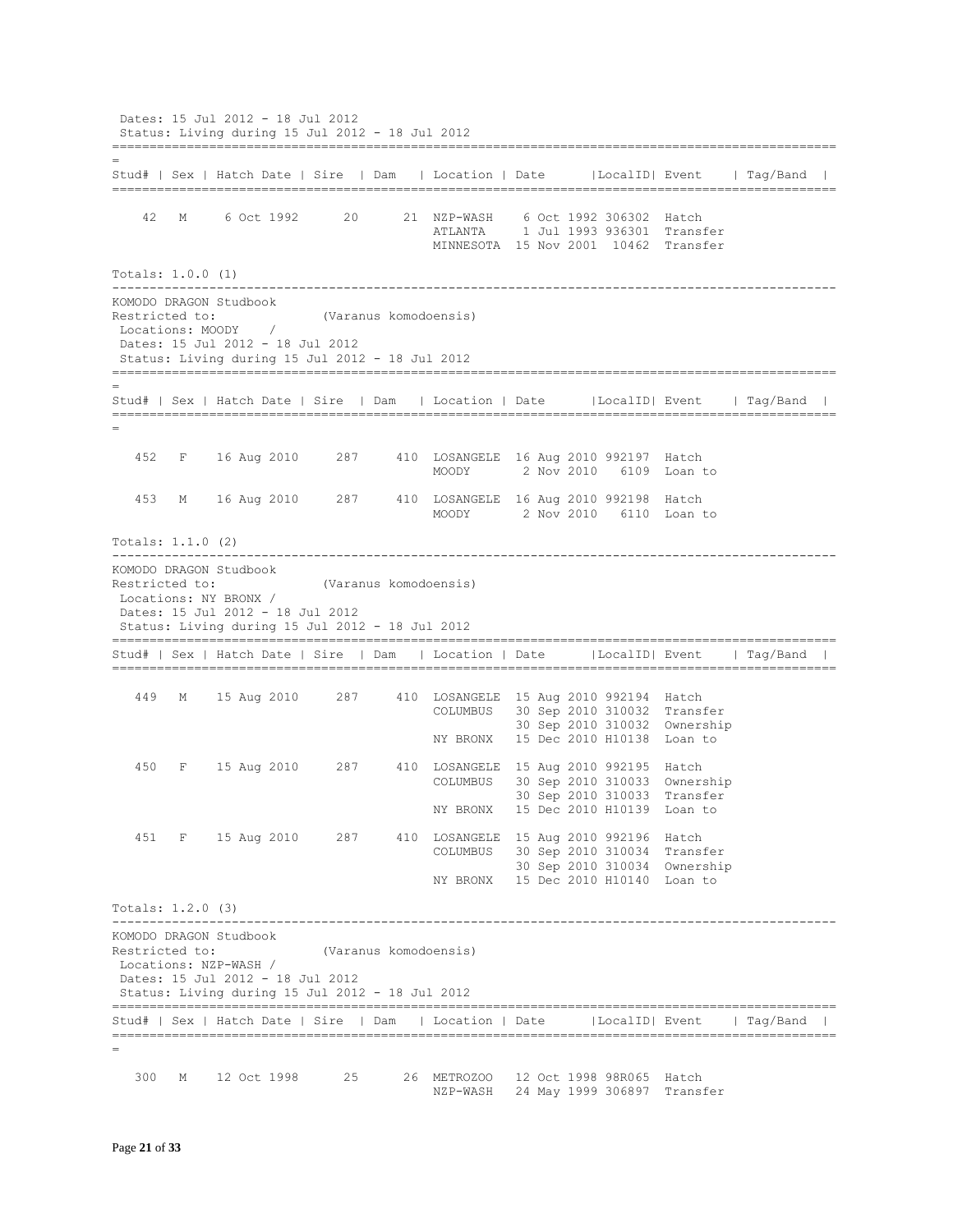Dates: 15 Jul 2012 - 18 Jul 2012
Status: Living during 15 Jul 2012 - 18 Jul 2012

| Stud# | Sex | Hatch Date | Sire | Dam | Location | Date | LocalID | Event | Tag/Band |
|---|---|---|---|---|---|---|---|---|---|
| 42 | M | 6 Oct 1992 | 20 | 21 | NZP-WASH | 6 Oct 1992 | 306302 | Hatch | |
| | | | | | ATLANTA | 1 Jul 1993 | 936301 | Transfer | |
| | | | | | MINNESOTA | 15 Nov 2001 | 10462 | Transfer | |

Totals: 1.0.0 (1)

KOMODO DRAGON Studbook
Restricted to: (Varanus komodoensis)
Locations: MOODY /
Dates: 15 Jul 2012 - 18 Jul 2012
Status: Living during 15 Jul 2012 - 18 Jul 2012

| Stud# | Sex | Hatch Date | Sire | Dam | Location | Date | LocalID | Event | Tag/Band |
|---|---|---|---|---|---|---|---|---|---|
| 452 | F | 16 Aug 2010 | 287 | 410 | LOSANGELE | 16 Aug 2010 | 992197 | Hatch | |
| | | | | | MOODY | 2 Nov 2010 | 6109 | Loan to | |
| 453 | M | 16 Aug 2010 | 287 | 410 | LOSANGELE | 16 Aug 2010 | 992198 | Hatch | |
| | | | | | MOODY | 2 Nov 2010 | 6110 | Loan to | |

Totals: 1.1.0 (2)

KOMODO DRAGON Studbook
Restricted to: (Varanus komodoensis)
Locations: NY BRONX /
Dates: 15 Jul 2012 - 18 Jul 2012
Status: Living during 15 Jul 2012 - 18 Jul 2012

| Stud# | Sex | Hatch Date | Sire | Dam | Location | Date | LocalID | Event | Tag/Band |
|---|---|---|---|---|---|---|---|---|---|
| 449 | M | 15 Aug 2010 | 287 | 410 | LOSANGELE | 15 Aug 2010 | 992194 | Hatch | |
| | | | | | COLUMBUS | 30 Sep 2010 | 310032 | Transfer | |
| | | | | | | 30 Sep 2010 | 310032 | Ownership | |
| | | | | | NY BRONX | 15 Dec 2010 | H10138 | Loan to | |
| 450 | F | 15 Aug 2010 | 287 | 410 | LOSANGELE | 15 Aug 2010 | 992195 | Hatch | |
| | | | | | COLUMBUS | 30 Sep 2010 | 310033 | Ownership | |
| | | | | | | 30 Sep 2010 | 310033 | Transfer | |
| | | | | | NY BRONX | 15 Dec 2010 | H10139 | Loan to | |
| 451 | F | 15 Aug 2010 | 287 | 410 | LOSANGELE | 15 Aug 2010 | 992196 | Hatch | |
| | | | | | COLUMBUS | 30 Sep 2010 | 310034 | Transfer | |
| | | | | | | 30 Sep 2010 | 310034 | Ownership | |
| | | | | | NY BRONX | 15 Dec 2010 | H10140 | Loan to | |

Totals: 1.2.0 (3)

KOMODO DRAGON Studbook
Restricted to: (Varanus komodoensis)
Locations: NZP-WASH /
Dates: 15 Jul 2012 - 18 Jul 2012
Status: Living during 15 Jul 2012 - 18 Jul 2012

| Stud# | Sex | Hatch Date | Sire | Dam | Location | Date | LocalID | Event | Tag/Band |
|---|---|---|---|---|---|---|---|---|---|
| 300 | M | 12 Oct 1998 | 25 | 26 | METROZOO | 12 Oct 1998 | 98R065 | Hatch | |
| | | | | | NZP-WASH | 24 May 1999 | 306897 | Transfer | |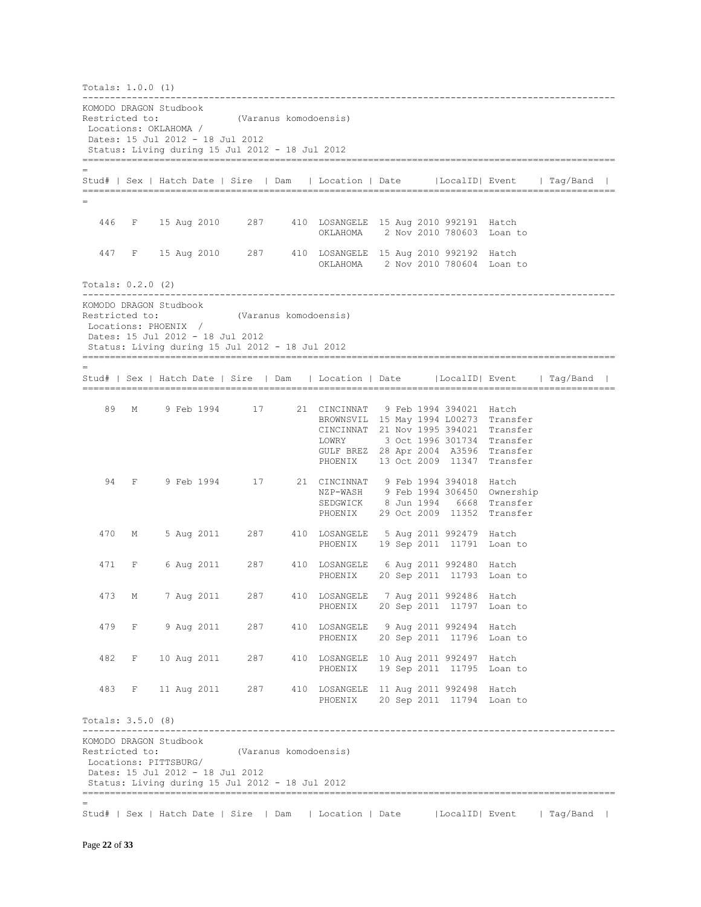Totals: 1.0.0 (1)

---

KOMODO DRAGON Studbook
Restricted to: (Varanus komodoensis)
Locations: OKLAHOMA /
Dates: 15 Jul 2012 - 18 Jul 2012
Status: Living during 15 Jul 2012 - 18 Jul 2012

| Stud# | Sex | Hatch Date | Sire | Dam | Location | Date | LocalID | Event | Tag/Band |
|---|---|---|---|---|---|---|---|---|---|
| 446 | F | 15 Aug 2010 | 287 | 410 | LOSANGELE | 15 Aug 2010 | 992191 | Hatch | |
| | | | | | OKLAHOMA | 2 Nov 2010 | 780603 | Loan to | |
| 447 | F | 15 Aug 2010 | 287 | 410 | LOSANGELE | 15 Aug 2010 | 992192 | Hatch | |
| | | | | | OKLAHOMA | 2 Nov 2010 | 780604 | Loan to | |

Totals: 0.2.0 (2)

---

KOMODO DRAGON Studbook
Restricted to: (Varanus komodoensis)
Locations: PHOENIX /
Dates: 15 Jul 2012 - 18 Jul 2012
Status: Living during 15 Jul 2012 - 18 Jul 2012

| Stud# | Sex | Hatch Date | Sire | Dam | Location | Date | LocalID | Event | Tag/Band |
|---|---|---|---|---|---|---|---|---|---|
| 89 | M | 9 Feb 1994 | 17 | 21 | CINCINNAT | 9 Feb 1994 | 394021 | Hatch | |
| | | | | | BROWNSVIL | 15 May 1994 | L00273 | Transfer | |
| | | | | | CINCINNAT | 21 Nov 1995 | 394021 | Transfer | |
| | | | | | LOWRY | 3 Oct 1996 | 301734 | Transfer | |
| | | | | | GULF BREZ | 28 Apr 2004 | A3596 | Transfer | |
| | | | | | PHOENIX | 13 Oct 2009 | 11347 | Transfer | |
| 94 | F | 9 Feb 1994 | 17 | 21 | CINCINNAT | 9 Feb 1994 | 394018 | Hatch | |
| | | | | | NZP-WASH | 9 Feb 1994 | 306450 | Ownership | |
| | | | | | SEDGWICK | 8 Jun 1994 | 6668 | Transfer | |
| | | | | | PHOENIX | 29 Oct 2009 | 11352 | Transfer | |
| 470 | M | 5 Aug 2011 | 287 | 410 | LOSANGELE | 5 Aug 2011 | 992479 | Hatch | |
| | | | | | PHOENIX | 19 Sep 2011 | 11791 | Loan to | |
| 471 | F | 6 Aug 2011 | 287 | 410 | LOSANGELE | 6 Aug 2011 | 992480 | Hatch | |
| | | | | | PHOENIX | 20 Sep 2011 | 11793 | Loan to | |
| 473 | M | 7 Aug 2011 | 287 | 410 | LOSANGELE | 7 Aug 2011 | 992486 | Hatch | |
| | | | | | PHOENIX | 20 Sep 2011 | 11797 | Loan to | |
| 479 | F | 9 Aug 2011 | 287 | 410 | LOSANGELE | 9 Aug 2011 | 992494 | Hatch | |
| | | | | | PHOENIX | 20 Sep 2011 | 11796 | Loan to | |
| 482 | F | 10 Aug 2011 | 287 | 410 | LOSANGELE | 10 Aug 2011 | 992497 | Hatch | |
| | | | | | PHOENIX | 19 Sep 2011 | 11795 | Loan to | |
| 483 | F | 11 Aug 2011 | 287 | 410 | LOSANGELE | 11 Aug 2011 | 992498 | Hatch | |
| | | | | | PHOENIX | 20 Sep 2011 | 11794 | Loan to | |

Totals: 3.5.0 (8)

---

KOMODO DRAGON Studbook
Restricted to: (Varanus komodoensis)
Locations: PITTSBURG/
Dates: 15 Jul 2012 - 18 Jul 2012
Status: Living during 15 Jul 2012 - 18 Jul 2012

| Stud# | Sex | Hatch Date | Sire | Dam | Location | Date | LocalID | Event | Tag/Band |
|---|---|---|---|---|---|---|---|---|---|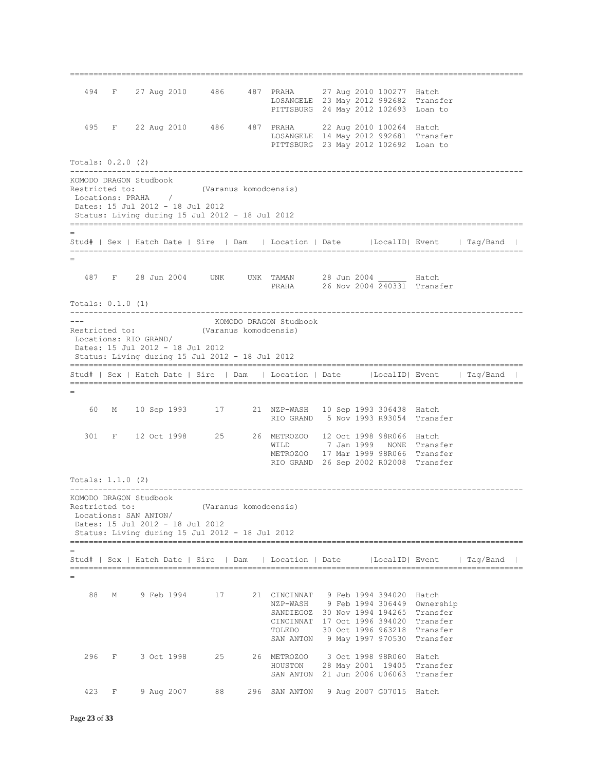```
===============================================================================================

   494   F    27 Aug 2010     486     487  PRAHA      27 Aug 2010 100277  Hatch
                                           LOSANGELE  23 May 2012 992682  Transfer
                                           PITTSBURG  24 May 2012 102693  Loan to

   495   F    22 Aug 2010     486     487  PRAHA      22 Aug 2010 100264  Hatch
                                           LOSANGELE  14 May 2012 992681  Transfer
                                           PITTSBURG  23 May 2012 102692  Loan to

Totals: 0.2.0 (2)
-----------------------------------------------------------------------------------------------
KOMODO DRAGON Studbook
Restricted to:              (Varanus komodoensis)
 Locations: PRAHA    /
 Dates: 15 Jul 2012 - 18 Jul 2012
 Status: Living during 15 Jul 2012 - 18 Jul 2012
===============================================================================================
=
Stud# | Sex | Hatch Date | Sire  | Dam   | Location | Date      |LocalID| Event    | Tag/Band  |
===============================================================================================
=

   487   F    28 Jun 2004     UNK     UNK  TAMAN      28 Jun 2004 ______  Hatch
                                           PRAHA      26 Nov 2004 240331  Transfer

Totals: 0.1.0 (1)
-----------------------------------------------------------------------------------------------
---                          KOMODO DRAGON Studbook
Restricted to:              (Varanus komodoensis)
 Locations: RIO GRAND/
 Dates: 15 Jul 2012 - 18 Jul 2012
 Status: Living during 15 Jul 2012 - 18 Jul 2012
===============================================================================================
Stud# | Sex | Hatch Date | Sire  | Dam   | Location | Date      |LocalID| Event    | Tag/Band  |
===============================================================================================
=

    60   M    10 Sep 1993      17      21  NZP-WASH   10 Sep 1993 306438  Hatch
                                           RIO GRAND   5 Nov 1993 R93054  Transfer

   301   F    12 Oct 1998      25      26  METROZOO   12 Oct 1998 98R066  Hatch
                                           WILD        7 Jan 1999   NONE  Transfer
                                           METROZOO   17 Mar 1999 98R066  Transfer
                                           RIO GRAND  26 Sep 2002 R02008  Transfer

Totals: 1.1.0 (2)
-----------------------------------------------------------------------------------------------
KOMODO DRAGON Studbook
Restricted to:              (Varanus komodoensis)
 Locations: SAN ANTON/
 Dates: 15 Jul 2012 - 18 Jul 2012
 Status: Living during 15 Jul 2012 - 18 Jul 2012
===============================================================================================
=
Stud# | Sex | Hatch Date | Sire  | Dam   | Location | Date      |LocalID| Event    | Tag/Band  |
===============================================================================================
=

    88   M     9 Feb 1994      17      21  CINCINNAT   9 Feb 1994 394020  Hatch
                                           NZP-WASH    9 Feb 1994 306449  Ownership
                                           SANDIEGOZ  30 Nov 1994 194265  Transfer
                                           CINCINNAT  17 Oct 1996 394020  Transfer
                                           TOLEDO     30 Oct 1996 963218  Transfer
                                           SAN ANTON   9 May 1997 970530  Transfer

   296   F     3 Oct 1998      25      26  METROZOO    3 Oct 1998 98R060  Hatch
                                           HOUSTON    28 May 2001  19405  Transfer
                                           SAN ANTON  21 Jun 2006 U06063  Transfer

   423   F     9 Aug 2007      88     296  SAN ANTON   9 Aug 2007 G07015  Hatch
```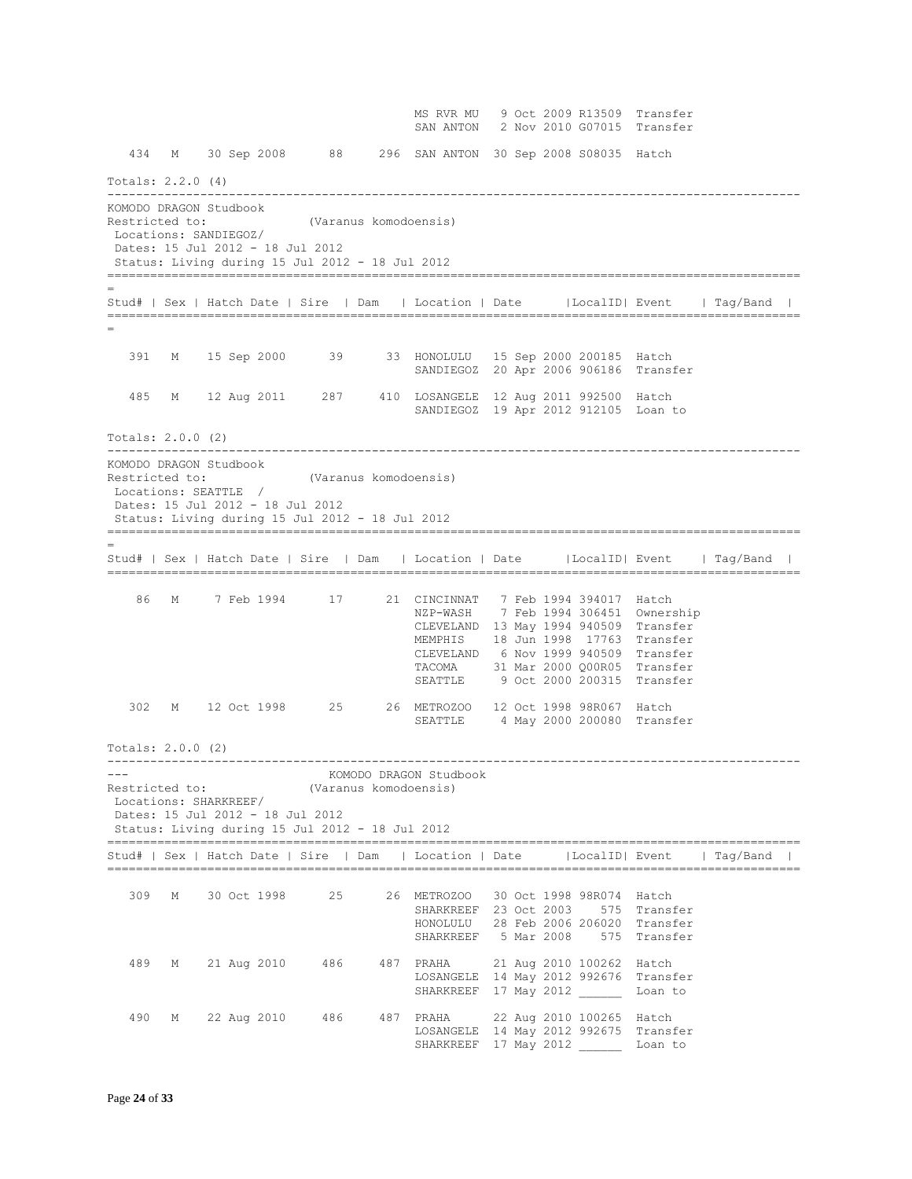```
                                         MS RVR MU   9 Oct 2009 R13509  Transfer
                                         SAN ANTON   2 Nov 2010 G07015  Transfer

   434   M    30 Sep 2008      88     296  SAN ANTON  30 Sep 2008 S08035  Hatch

Totals: 2.2.0 (4)
```

---

KOMODO DRAGON Studbook
Restricted to: (Varanus komodoensis)
Locations: SANDIEGOZ/
Dates: 15 Jul 2012 - 18 Jul 2012
Status: Living during 15 Jul 2012 - 18 Jul 2012

| Stud# | Sex | Hatch Date | Sire | Dam | Location | Date | LocalID | Event | Tag/Band |
|---|---|---|---|---|---|---|---|---|---|
| 391 | M | 15 Sep 2000 | 39 | 33 | HONOLULU | 15 Sep 2000 | 200185 | Hatch | |
| | | | | | SANDIEGOZ | 20 Apr 2006 | 906186 | Transfer | |
| 485 | M | 12 Aug 2011 | 287 | 410 | LOSANGELE | 12 Aug 2011 | 992500 | Hatch | |
| | | | | | SANDIEGOZ | 19 Apr 2012 | 912105 | Loan to | |

Totals: 2.0.0 (2)

---

KOMODO DRAGON Studbook
Restricted to: (Varanus komodoensis)
Locations: SEATTLE /
Dates: 15 Jul 2012 - 18 Jul 2012
Status: Living during 15 Jul 2012 - 18 Jul 2012

| Stud# | Sex | Hatch Date | Sire | Dam | Location | Date | LocalID | Event | Tag/Band |
|---|---|---|---|---|---|---|---|---|---|
| 86 | M | 7 Feb 1994 | 17 | 21 | CINCINNAT | 7 Feb 1994 | 394017 | Hatch | |
| | | | | | NZP-WASH | 7 Feb 1994 | 306451 | Ownership | |
| | | | | | CLEVELAND | 13 May 1994 | 940509 | Transfer | |
| | | | | | MEMPHIS | 18 Jun 1998 | 17763 | Transfer | |
| | | | | | CLEVELAND | 6 Nov 1999 | 940509 | Transfer | |
| | | | | | TACOMA | 31 Mar 2000 | Q00R05 | Transfer | |
| | | | | | SEATTLE | 9 Oct 2000 | 200315 | Transfer | |
| 302 | M | 12 Oct 1998 | 25 | 26 | METROZOO | 12 Oct 1998 | 98R067 | Hatch | |
| | | | | | SEATTLE | 4 May 2000 | 200080 | Transfer | |

Totals: 2.0.0 (2)

---

KOMODO DRAGON Studbook
Restricted to: (Varanus komodoensis)
Locations: SHARKREEF/
Dates: 15 Jul 2012 - 18 Jul 2012
Status: Living during 15 Jul 2012 - 18 Jul 2012

| Stud# | Sex | Hatch Date | Sire | Dam | Location | Date | LocalID | Event | Tag/Band |
|---|---|---|---|---|---|---|---|---|---|
| 309 | M | 30 Oct 1998 | 25 | 26 | METROZOO | 30 Oct 1998 | 98R074 | Hatch | |
| | | | | | SHARKREEF | 23 Oct 2003 | 575 | Transfer | |
| | | | | | HONOLULU | 28 Feb 2006 | 206020 | Transfer | |
| | | | | | SHARKREEF | 5 Mar 2008 | 575 | Transfer | |
| 489 | M | 21 Aug 2010 | 486 | 487 | PRAHA | 21 Aug 2010 | 100262 | Hatch | |
| | | | | | LOSANGELE | 14 May 2012 | 992676 | Transfer | |
| | | | | | SHARKREEF | 17 May 2012 | ______ | Loan to | |
| 490 | M | 22 Aug 2010 | 486 | 487 | PRAHA | 22 Aug 2010 | 100265 | Hatch | |
| | | | | | LOSANGELE | 14 May 2012 | 992675 | Transfer | |
| | | | | | SHARKREEF | 17 May 2012 | ______ | Loan to | |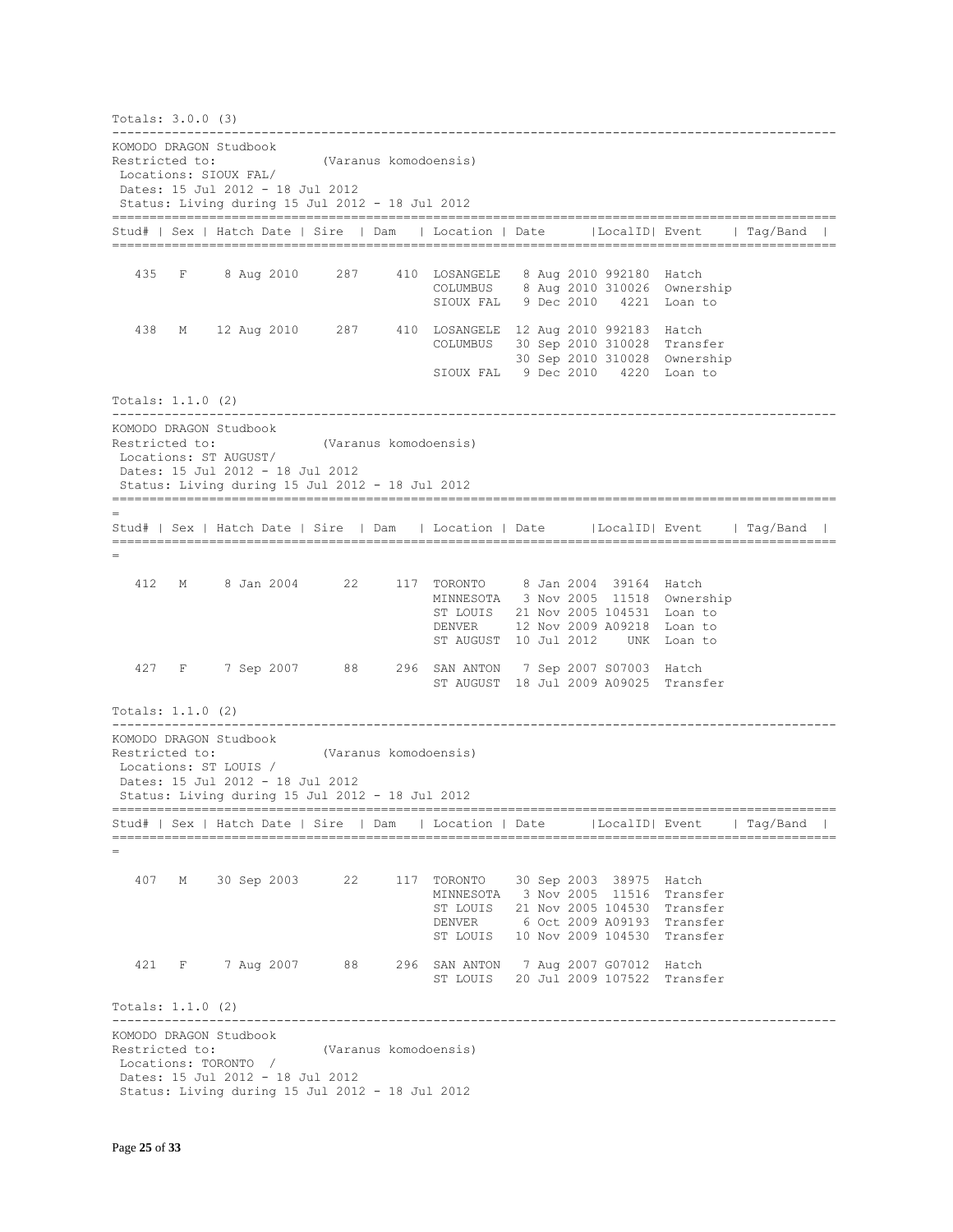Totals: 3.0.0 (3)

KOMODO DRAGON Studbook
Restricted to: (Varanus komodoensis)
Locations: SIOUX FAL/
Dates: 15 Jul 2012 - 18 Jul 2012
Status: Living during 15 Jul 2012 - 18 Jul 2012

| Stud# | Sex | Hatch Date | Sire | Dam | Location | Date | LocalID | Event | Tag/Band |
|---|---|---|---|---|---|---|---|---|---|
| 435 | F | 8 Aug 2010 | 287 | 410 | LOSANGELE | 8 Aug 2010 | 992180 | Hatch | |
| | | | | | COLUMBUS | 8 Aug 2010 | 310026 | Ownership | |
| | | | | | SIOUX FAL | 9 Dec 2010 | 4221 | Loan to | |
| 438 | M | 12 Aug 2010 | 287 | 410 | LOSANGELE | 12 Aug 2010 | 992183 | Hatch | |
| | | | | | COLUMBUS | 30 Sep 2010 | 310028 | Transfer | |
| | | | | | | 30 Sep 2010 | 310028 | Ownership | |
| | | | | | SIOUX FAL | 9 Dec 2010 | 4220 | Loan to | |

Totals: 1.1.0 (2)

KOMODO DRAGON Studbook
Restricted to: (Varanus komodoensis)
Locations: ST AUGUST/
Dates: 15 Jul 2012 - 18 Jul 2012
Status: Living during 15 Jul 2012 - 18 Jul 2012

| Stud# | Sex | Hatch Date | Sire | Dam | Location | Date | LocalID | Event | Tag/Band |
|---|---|---|---|---|---|---|---|---|---|
| 412 | M | 8 Jan 2004 | 22 | 117 | TORONTO | 8 Jan 2004 | 39164 | Hatch | |
| | | | | | MINNESOTA | 3 Nov 2005 | 11518 | Ownership | |
| | | | | | ST LOUIS | 21 Nov 2005 | 104531 | Loan to | |
| | | | | | DENVER | 12 Nov 2009 | A09218 | Loan to | |
| | | | | | ST AUGUST | 10 Jul 2012 | UNK | Loan to | |
| 427 | F | 7 Sep 2007 | 88 | 296 | SAN ANTON | 7 Sep 2007 | S07003 | Hatch | |
| | | | | | ST AUGUST | 18 Jul 2009 | A09025 | Transfer | |

Totals: 1.1.0 (2)

KOMODO DRAGON Studbook
Restricted to: (Varanus komodoensis)
Locations: ST LOUIS /
Dates: 15 Jul 2012 - 18 Jul 2012
Status: Living during 15 Jul 2012 - 18 Jul 2012

| Stud# | Sex | Hatch Date | Sire | Dam | Location | Date | LocalID | Event | Tag/Band |
|---|---|---|---|---|---|---|---|---|---|
| 407 | M | 30 Sep 2003 | 22 | 117 | TORONTO | 30 Sep 2003 | 38975 | Hatch | |
| | | | | | MINNESOTA | 3 Nov 2005 | 11516 | Transfer | |
| | | | | | ST LOUIS | 21 Nov 2005 | 104530 | Transfer | |
| | | | | | DENVER | 6 Oct 2009 | A09193 | Transfer | |
| | | | | | ST LOUIS | 10 Nov 2009 | 104530 | Transfer | |
| 421 | F | 7 Aug 2007 | 88 | 296 | SAN ANTON | 7 Aug 2007 | G07012 | Hatch | |
| | | | | | ST LOUIS | 20 Jul 2009 | 107522 | Transfer | |

Totals: 1.1.0 (2)

KOMODO DRAGON Studbook
Restricted to: (Varanus komodoensis)
Locations: TORONTO /
Dates: 15 Jul 2012 - 18 Jul 2012
Status: Living during 15 Jul 2012 - 18 Jul 2012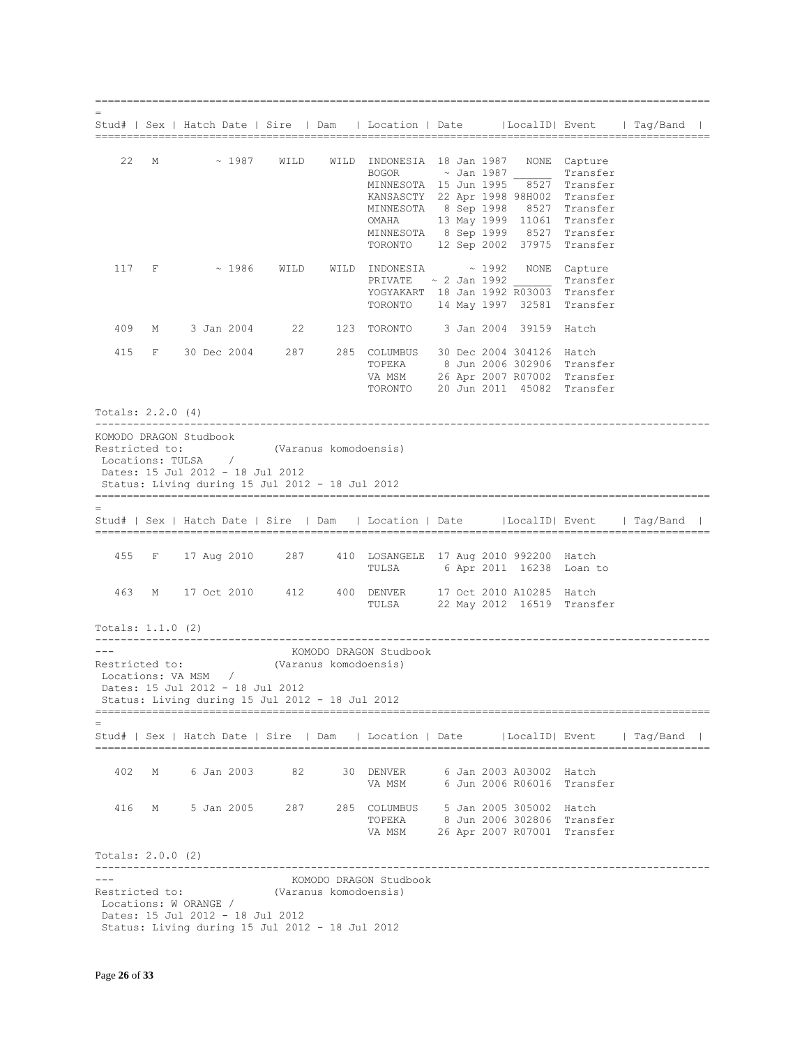| Stud# | Sex | Hatch Date | Sire | Dam | Location | Date | LocalID | Event | Tag/Band |
|---|---|---|---|---|---|---|---|---|---|
| 22 | M | ~ 1987 | WILD | WILD | INDONESIA | 18 Jan 1987 | NONE | Capture | |
| | | | | | BOGOR | ~ Jan 1987 | ______ | Transfer | |
| | | | | | MINNESOTA | 15 Jun 1995 | 8527 | Transfer | |
| | | | | | KANSASCTY | 22 Apr 1998 | 98H002 | Transfer | |
| | | | | | MINNESOTA | 8 Sep 1998 | 8527 | Transfer | |
| | | | | | OMAHA | 13 May 1999 | 11061 | Transfer | |
| | | | | | MINNESOTA | 8 Sep 1999 | 8527 | Transfer | |
| | | | | | TORONTO | 12 Sep 2002 | 37975 | Transfer | |
| 117 | F | ~ 1986 | WILD | WILD | INDONESIA | ~ 1992 | NONE | Capture | |
| | | | | | PRIVATE | ~ 2 Jan 1992 | ______ | Transfer | |
| | | | | | YOGYAKART | 18 Jan 1992 | R03003 | Transfer | |
| | | | | | TORONTO | 14 May 1997 | 32581 | Transfer | |
| 409 | M | 3 Jan 2004 | 22 | 123 | TORONTO | 3 Jan 2004 | 39159 | Hatch | |
| 415 | F | 30 Dec 2004 | 287 | 285 | COLUMBUS | 30 Dec 2004 | 304126 | Hatch | |
| | | | | | TOPEKA | 8 Jun 2006 | 302906 | Transfer | |
| | | | | | VA MSM | 26 Apr 2007 | R07002 | Transfer | |
| | | | | | TORONTO | 20 Jun 2011 | 45082 | Transfer | |

Totals: 2.2.0 (4)

KOMODO DRAGON Studbook
Restricted to: (Varanus komodoensis)
Locations: TULSA /
Dates: 15 Jul 2012 - 18 Jul 2012
Status: Living during 15 Jul 2012 - 18 Jul 2012

| Stud# | Sex | Hatch Date | Sire | Dam | Location | Date | LocalID | Event | Tag/Band |
|---|---|---|---|---|---|---|---|---|---|
| 455 | F | 17 Aug 2010 | 287 | 410 | LOSANGELE | 17 Aug 2010 | 992200 | Hatch | |
| | | | | | TULSA | 6 Apr 2011 | 16238 | Loan to | |
| 463 | M | 17 Oct 2010 | 412 | 400 | DENVER | 17 Oct 2010 | A10285 | Hatch | |
| | | | | | TULSA | 22 May 2012 | 16519 | Transfer | |

Totals: 1.1.0 (2)

KOMODO DRAGON Studbook
Restricted to: (Varanus komodoensis)
Locations: VA MSM /
Dates: 15 Jul 2012 - 18 Jul 2012
Status: Living during 15 Jul 2012 - 18 Jul 2012

| Stud# | Sex | Hatch Date | Sire | Dam | Location | Date | LocalID | Event | Tag/Band |
|---|---|---|---|---|---|---|---|---|---|
| 402 | M | 6 Jan 2003 | 82 | 30 | DENVER | 6 Jan 2003 | A03002 | Hatch | |
| | | | | | VA MSM | 6 Jun 2006 | R06016 | Transfer | |
| 416 | M | 5 Jan 2005 | 287 | 285 | COLUMBUS | 5 Jan 2005 | 305002 | Hatch | |
| | | | | | TOPEKA | 8 Jun 2006 | 302806 | Transfer | |
| | | | | | VA MSM | 26 Apr 2007 | R07001 | Transfer | |

Totals: 2.0.0 (2)

KOMODO DRAGON Studbook
Restricted to: (Varanus komodoensis)
Locations: W ORANGE /
Dates: 15 Jul 2012 - 18 Jul 2012
Status: Living during 15 Jul 2012 - 18 Jul 2012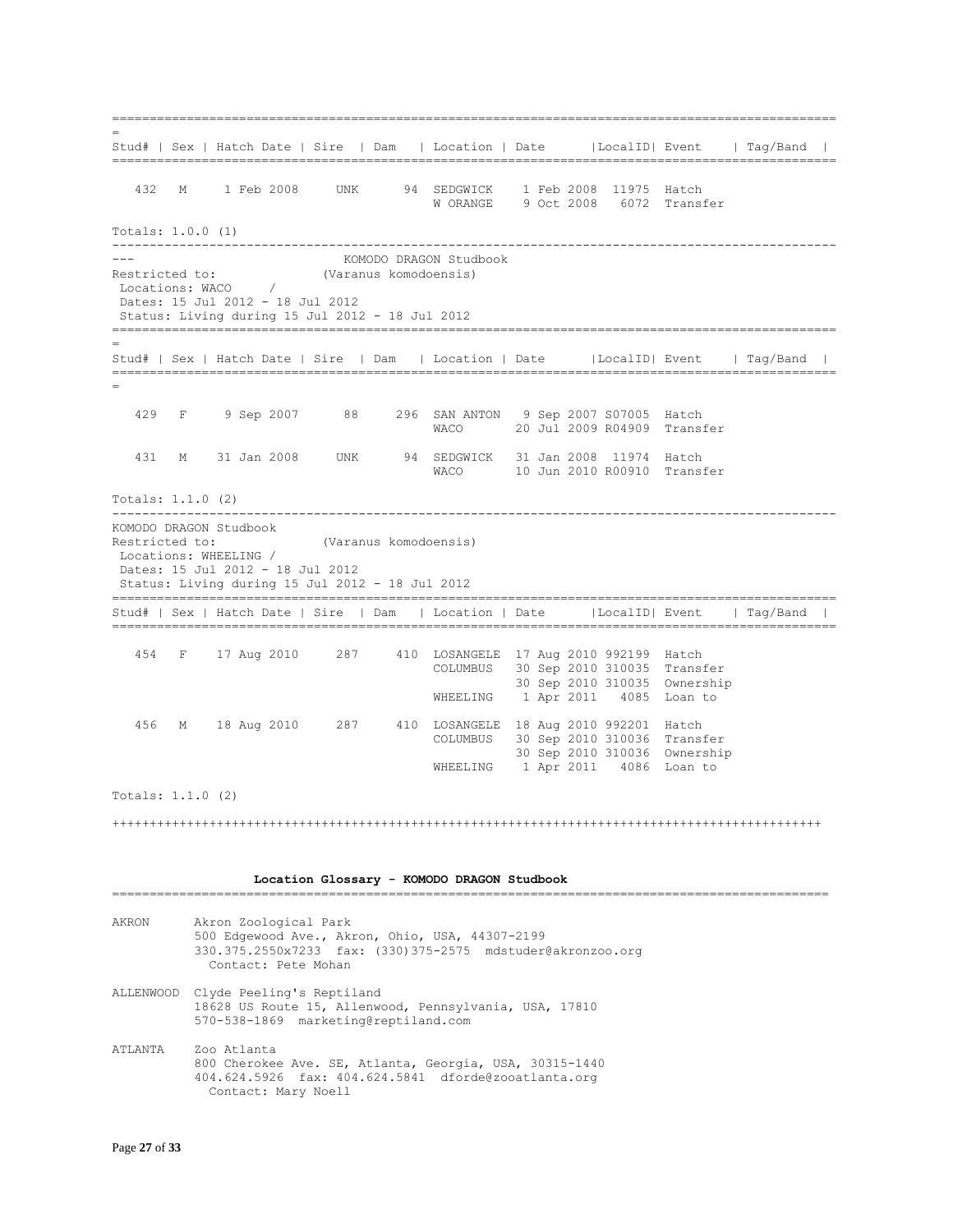| Stud# | Sex | Hatch Date | Sire | Dam | Location | Date | LocalID | Event | Tag/Band |
|---|---|---|---|---|---|---|---|---|---|
| 432 | M | 1 Feb 2008 | UNK | 94 | SEDGWICK | 1 Feb 2008 | 11975 | Hatch | |
| | | | | | W ORANGE | 9 Oct 2008 | 6072 | Transfer | |

Totals: 1.0.0 (1)

KOMODO DRAGON Studbook
Restricted to: (Varanus komodoensis)
Locations: WACO /
Dates: 15 Jul 2012 - 18 Jul 2012
Status: Living during 15 Jul 2012 - 18 Jul 2012

| Stud# | Sex | Hatch Date | Sire | Dam | Location | Date | LocalID | Event | Tag/Band |
|---|---|---|---|---|---|---|---|---|---|
| 429 | F | 9 Sep 2007 | 88 | 296 | SAN ANTON | 9 Sep 2007 | S07005 | Hatch | |
| | | | | | WACO | 20 Jul 2009 | R04909 | Transfer | |
| 431 | M | 31 Jan 2008 | UNK | 94 | SEDGWICK | 31 Jan 2008 | 11974 | Hatch | |
| | | | | | WACO | 10 Jun 2010 | R00910 | Transfer | |

Totals: 1.1.0 (2)

KOMODO DRAGON Studbook
Restricted to: (Varanus komodoensis)
Locations: WHEELING /
Dates: 15 Jul 2012 - 18 Jul 2012
Status: Living during 15 Jul 2012 - 18 Jul 2012

| Stud# | Sex | Hatch Date | Sire | Dam | Location | Date | LocalID | Event | Tag/Band |
|---|---|---|---|---|---|---|---|---|---|
| 454 | F | 17 Aug 2010 | 287 | 410 | LOSANGELE | 17 Aug 2010 | 992199 | Hatch | |
| | | | | | COLUMBUS | 30 Sep 2010 | 310035 | Transfer | |
| | | | | | | 30 Sep 2010 | 310035 | Ownership | |
| | | | | | WHEELING | 1 Apr 2011 | 4085 | Loan to | |
| 456 | M | 18 Aug 2010 | 287 | 410 | LOSANGELE | 18 Aug 2010 | 992201 | Hatch | |
| | | | | | COLUMBUS | 30 Sep 2010 | 310036 | Transfer | |
| | | | | | | 30 Sep 2010 | 310036 | Ownership | |
| | | | | | WHEELING | 1 Apr 2011 | 4086 | Loan to | |

Totals: 1.1.0 (2)

## Location Glossary - KOMODO DRAGON Studbook

**AKRON**
Akron Zoological Park
500 Edgewood Ave., Akron, Ohio, USA, 44307-2199
330.375.2550x7233 fax: (330)375-2575 mdstuder@akronzoo.org
Contact: Pete Mohan

**ALLENWOOD**
Clyde Peeling's Reptiland
18628 US Route 15, Allenwood, Pennsylvania, USA, 17810
570-538-1869 marketing@reptiland.com

**ATLANTA**
Zoo Atlanta
800 Cherokee Ave. SE, Atlanta, Georgia, USA, 30315-1440
404.624.5926 fax: 404.624.5841 dforde@zooatlanta.org
Contact: Mary Noell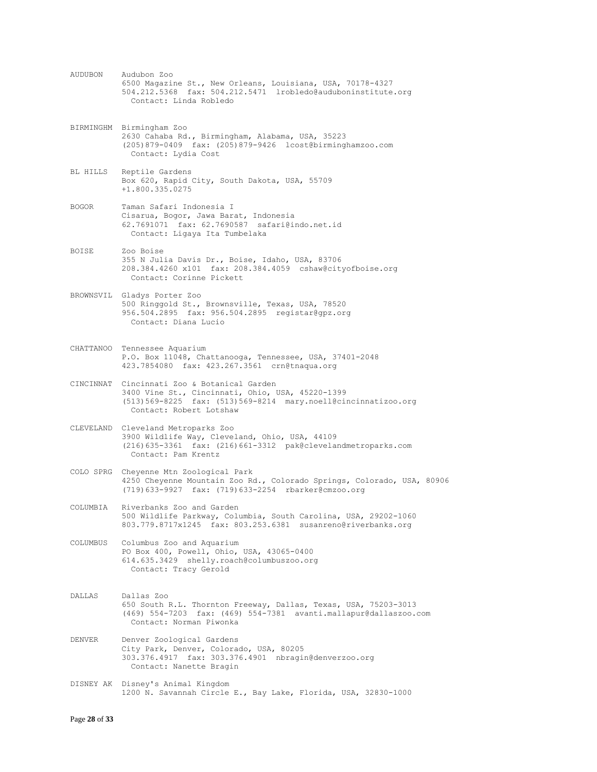AUDUBON Audubon Zoo
6500 Magazine St., New Orleans, Louisiana, USA, 70178-4327
504.212.5368 fax: 504.212.5471 lrobledo@auduboninstitute.org
Contact: Linda Robledo

BIRMINGHM Birmingham Zoo
2630 Cahaba Rd., Birmingham, Alabama, USA, 35223
(205)879-0409 fax: (205)879-9426 lcost@birminghamzoo.com
Contact: Lydia Cost

BL HILLS Reptile Gardens
Box 620, Rapid City, South Dakota, USA, 55709
+1.800.335.0275

BOGOR Taman Safari Indonesia I
Cisarua, Bogor, Jawa Barat, Indonesia
62.7691071 fax: 62.7690587 safari@indo.net.id
Contact: Ligaya Ita Tumbelaka

BOISE Zoo Boise
355 N Julia Davis Dr., Boise, Idaho, USA, 83706
208.384.4260 x101 fax: 208.384.4059 cshaw@cityofboise.org
Contact: Corinne Pickett

BROWNSVIL Gladys Porter Zoo
500 Ringgold St., Brownsville, Texas, USA, 78520
956.504.2895 fax: 956.504.2895 registar@gpz.org
Contact: Diana Lucio

CHATTANOO Tennessee Aquarium
P.O. Box 11048, Chattanooga, Tennessee, USA, 37401-2048
423.7854080 fax: 423.267.3561 crn@tnaqua.org

CINCINNAT Cincinnati Zoo & Botanical Garden
3400 Vine St., Cincinnati, Ohio, USA, 45220-1399
(513)569-8225 fax: (513)569-8214 mary.noell@cincinnatizoo.org
Contact: Robert Lotshaw

CLEVELAND Cleveland Metroparks Zoo
3900 Wildlife Way, Cleveland, Ohio, USA, 44109
(216)635-3361 fax: (216)661-3312 pak@clevelandmetroparks.com
Contact: Pam Krentz

COLO SPRG Cheyenne Mtn Zoological Park
4250 Cheyenne Mountain Zoo Rd., Colorado Springs, Colorado, USA, 80906
(719)633-9927 fax: (719)633-2254 rbarker@cmzoo.org

COLUMBIA Riverbanks Zoo and Garden
500 Wildlife Parkway, Columbia, South Carolina, USA, 29202-1060
803.779.8717x1245 fax: 803.253.6381 susanreno@riverbanks.org

COLUMBUS Columbus Zoo and Aquarium
PO Box 400, Powell, Ohio, USA, 43065-0400
614.635.3429 shelly.roach@columbuszoo.org
Contact: Tracy Gerold

DALLAS Dallas Zoo
650 South R.L. Thornton Freeway, Dallas, Texas, USA, 75203-3013
(469) 554-7203 fax: (469) 554-7381 avanti.mallapur@dallaszoo.com
Contact: Norman Piwonka

DENVER Denver Zoological Gardens
City Park, Denver, Colorado, USA, 80205
303.376.4917 fax: 303.376.4901 nbragin@denverzoo.org
Contact: Nanette Bragin

DISNEY AK Disney's Animal Kingdom
1200 N. Savannah Circle E., Bay Lake, Florida, USA, 32830-1000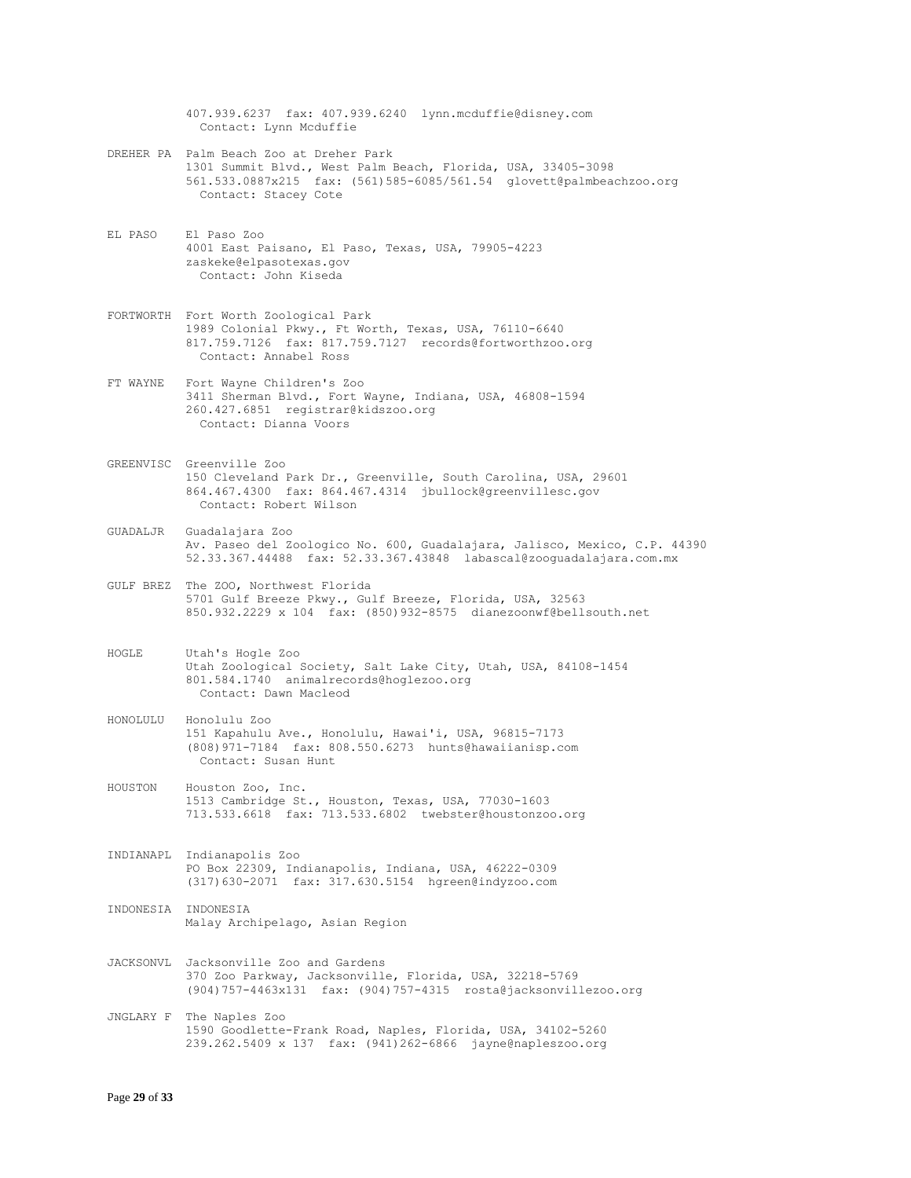407.939.6237  fax: 407.939.6240  lynn.mcduffie@disney.com
Contact: Lynn Mcduffie

DREHER PA  Palm Beach Zoo at Dreher Park
1301 Summit Blvd., West Palm Beach, Florida, USA, 33405-3098
561.533.0887x215  fax: (561)585-6085/561.54  glovett@palmbeachzoo.org
Contact: Stacey Cote

EL PASO  El Paso Zoo
4001 East Paisano, El Paso, Texas, USA, 79905-4223
zaskeke@elpasotexas.gov
Contact: John Kiseda

FORTWORTH  Fort Worth Zoological Park
1989 Colonial Pkwy., Ft Worth, Texas, USA, 76110-6640
817.759.7126  fax: 817.759.7127  records@fortworthzoo.org
Contact: Annabel Ross

FT WAYNE  Fort Wayne Children's Zoo
3411 Sherman Blvd., Fort Wayne, Indiana, USA, 46808-1594
260.427.6851  registrar@kidszoo.org
Contact: Dianna Voors

GREENVISC  Greenville Zoo
150 Cleveland Park Dr., Greenville, South Carolina, USA, 29601
864.467.4300  fax: 864.467.4314  jbullock@greenvillesc.gov
Contact: Robert Wilson

GUADALJR  Guadalajara Zoo
Av. Paseo del Zoologico No. 600, Guadalajara, Jalisco, Mexico, C.P. 44390
52.33.367.44488  fax: 52.33.367.43848  labascal@zooguadalajara.com.mx

GULF BREZ  The ZOO, Northwest Florida
5701 Gulf Breeze Pkwy., Gulf Breeze, Florida, USA, 32563
850.932.2229 x 104  fax: (850)932-8575  dianezoonwf@bellsouth.net

HOGLE  Utah's Hogle Zoo
Utah Zoological Society, Salt Lake City, Utah, USA, 84108-1454
801.584.1740  animalrecords@hoglezoo.org
Contact: Dawn Macleod

HONOLULU  Honolulu Zoo
151 Kapahulu Ave., Honolulu, Hawai'i, USA, 96815-7173
(808)971-7184  fax: 808.550.6273  hunts@hawaiianisp.com
Contact: Susan Hunt

HOUSTON  Houston Zoo, Inc.
1513 Cambridge St., Houston, Texas, USA, 77030-1603
713.533.6618  fax: 713.533.6802  twebster@houstonzoo.org

INDIANAPL  Indianapolis Zoo
PO Box 22309, Indianapolis, Indiana, USA, 46222-0309
(317)630-2071  fax: 317.630.5154  hgreen@indyzoo.com

INDONESIA  INDONESIA
Malay Archipelago, Asian Region

JACKSONVL  Jacksonville Zoo and Gardens
370 Zoo Parkway, Jacksonville, Florida, USA, 32218-5769
(904)757-4463x131  fax: (904)757-4315  rosta@jacksonvillezoo.org

JNGLARY F  The Naples Zoo
1590 Goodlette-Frank Road, Naples, Florida, USA, 34102-5260
239.262.5409 x 137  fax: (941)262-6866  jayne@napleszoo.org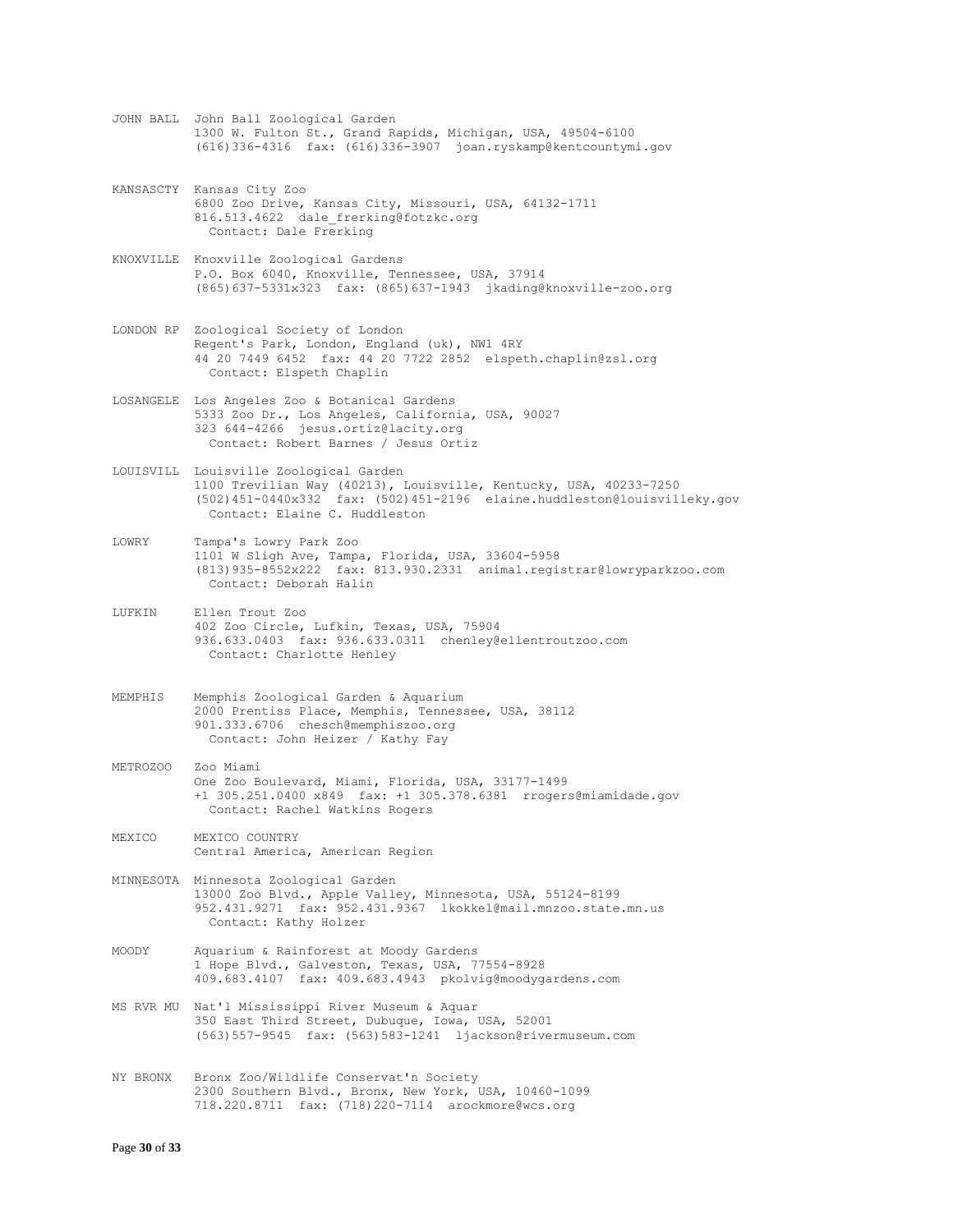JOHN BALL John Ball Zoological Garden
1300 W. Fulton St., Grand Rapids, Michigan, USA, 49504-6100
(616)336-4316 fax: (616)336-3907 joan.ryskamp@kentcountymi.gov

KANSASCTY Kansas City Zoo
6800 Zoo Drive, Kansas City, Missouri, USA, 64132-1711
816.513.4622 dale_frerking@fotzkc.org
Contact: Dale Frerking

KNOXVILLE Knoxville Zoological Gardens
P.O. Box 6040, Knoxville, Tennessee, USA, 37914
(865)637-5331x323 fax: (865)637-1943 jkading@knoxville-zoo.org

LONDON RP Zoological Society of London
Regent's Park, London, England (uk), NW1 4RY
44 20 7449 6452 fax: 44 20 7722 2852 elspeth.chaplin@zsl.org
Contact: Elspeth Chaplin

LOSANGELE Los Angeles Zoo & Botanical Gardens
5333 Zoo Dr., Los Angeles, California, USA, 90027
323 644-4266 jesus.ortiz@lacity.org
Contact: Robert Barnes / Jesus Ortiz

LOUISVILL Louisville Zoological Garden
1100 Trevilian Way (40213), Louisville, Kentucky, USA, 40233-7250
(502)451-0440x332 fax: (502)451-2196 elaine.huddleston@louisvilleky.gov
Contact: Elaine C. Huddleston

LOWRY Tampa's Lowry Park Zoo
1101 W Sligh Ave, Tampa, Florida, USA, 33604-5958
(813)935-8552x222 fax: 813.930.2331 animal.registrar@lowryparkzoo.com
Contact: Deborah Halin

LUFKIN Ellen Trout Zoo
402 Zoo Circle, Lufkin, Texas, USA, 75904
936.633.0403 fax: 936.633.0311 chenley@ellentroutzoo.com
Contact: Charlotte Henley

MEMPHIS Memphis Zoological Garden & Aquarium
2000 Prentiss Place, Memphis, Tennessee, USA, 38112
901.333.6706 chesch@memphiszoo.org
Contact: John Heizer / Kathy Fay

METROZOO Zoo Miami
One Zoo Boulevard, Miami, Florida, USA, 33177-1499
+1 305.251.0400 x849 fax: +1 305.378.6381 rrogers@miamidade.gov
Contact: Rachel Watkins Rogers

MEXICO MEXICO COUNTRY
Central America, American Region

MINNESOTA Minnesota Zoological Garden
13000 Zoo Blvd., Apple Valley, Minnesota, USA, 55124-8199
952.431.9271 fax: 952.431.9367 lkokkel@mail.mnzoo.state.mn.us
Contact: Kathy Holzer

MOODY Aquarium & Rainforest at Moody Gardens
1 Hope Blvd., Galveston, Texas, USA, 77554-8928
409.683.4107 fax: 409.683.4943 pkolvig@moodygardens.com

MS RVR MU Nat'l Mississippi River Museum & Aquar
350 East Third Street, Dubuque, Iowa, USA, 52001
(563)557-9545 fax: (563)583-1241 ljackson@rivermuseum.com

NY BRONX Bronx Zoo/Wildlife Conservat'n Society
2300 Southern Blvd., Bronx, New York, USA, 10460-1099
718.220.8711 fax: (718)220-7114 arockmore@wcs.org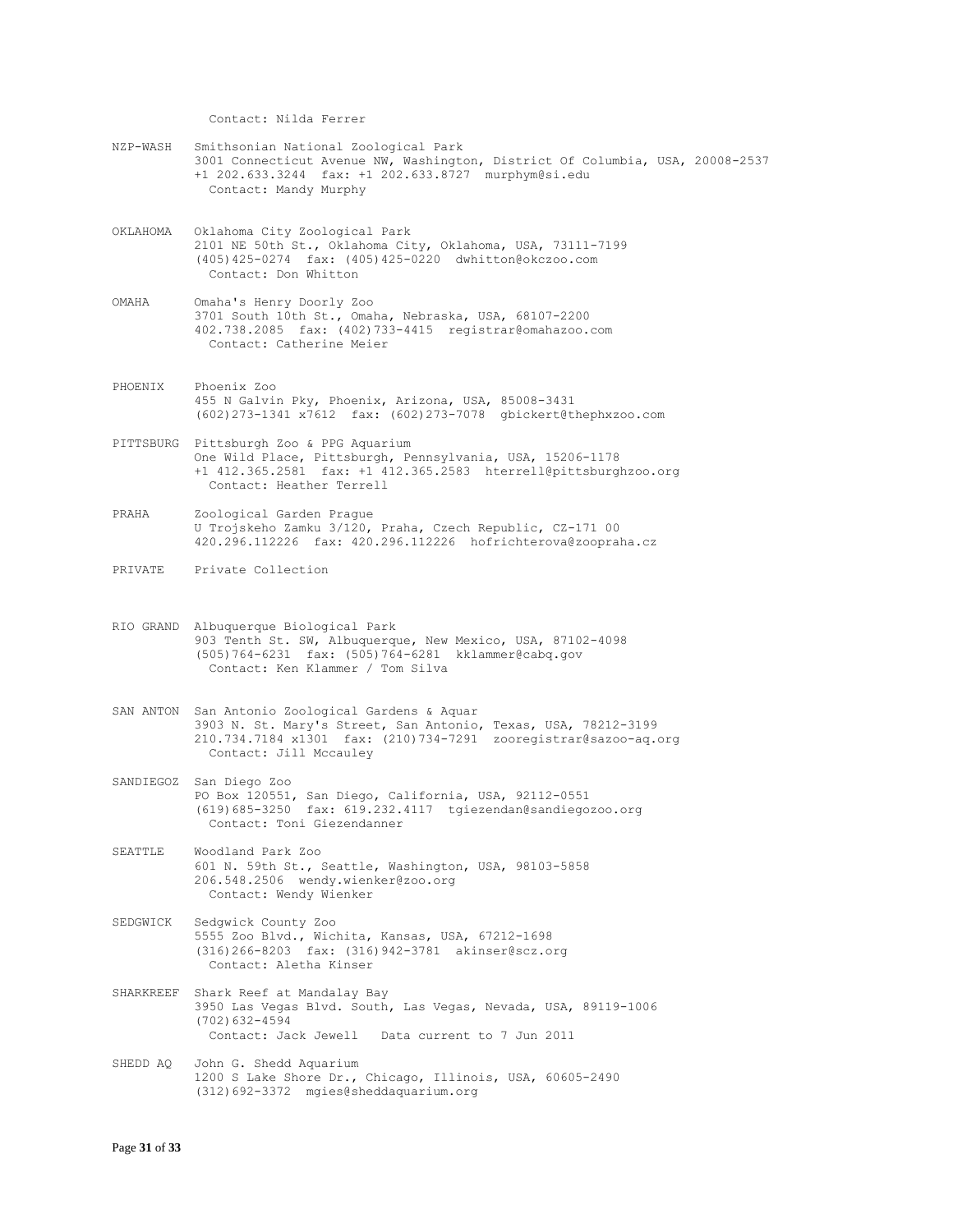Contact: Nilda Ferrer

NZP-WASH Smithsonian National Zoological Park
3001 Connecticut Avenue NW, Washington, District Of Columbia, USA, 20008-2537
+1 202.633.3244 fax: +1 202.633.8727 murphym@si.edu
Contact: Mandy Murphy

OKLAHOMA Oklahoma City Zoological Park
2101 NE 50th St., Oklahoma City, Oklahoma, USA, 73111-7199
(405)425-0274 fax: (405)425-0220 dwhitton@okczoo.com
Contact: Don Whitton

OMAHA Omaha's Henry Doorly Zoo
3701 South 10th St., Omaha, Nebraska, USA, 68107-2200
402.738.2085 fax: (402)733-4415 registrar@omahazoo.com
Contact: Catherine Meier

PHOENIX Phoenix Zoo
455 N Galvin Pky, Phoenix, Arizona, USA, 85008-3431
(602)273-1341 x7612 fax: (602)273-7078 gbickert@thephxzoo.com

PITTSBURG Pittsburgh Zoo & PPG Aquarium
One Wild Place, Pittsburgh, Pennsylvania, USA, 15206-1178
+1 412.365.2581 fax: +1 412.365.2583 hterrell@pittsburghzoo.org
Contact: Heather Terrell

PRAHA Zoological Garden Prague
U Trojskeho Zamku 3/120, Praha, Czech Republic, CZ-171 00
420.296.112226 fax: 420.296.112226 hofrichterova@zoopraha.cz

PRIVATE Private Collection

RIO GRAND Albuquerque Biological Park
903 Tenth St. SW, Albuquerque, New Mexico, USA, 87102-4098
(505)764-6231 fax: (505)764-6281 kklammer@cabq.gov
Contact: Ken Klammer / Tom Silva

SAN ANTON San Antonio Zoological Gardens & Aquar
3903 N. St. Mary's Street, San Antonio, Texas, USA, 78212-3199
210.734.7184 x1301 fax: (210)734-7291 zooregistrar@sazoo-aq.org
Contact: Jill Mccauley

SANDIEGOZ San Diego Zoo
PO Box 120551, San Diego, California, USA, 92112-0551
(619)685-3250 fax: 619.232.4117 tgiezendan@sandiegozoo.org
Contact: Toni Giezendanner

SEATTLE Woodland Park Zoo
601 N. 59th St., Seattle, Washington, USA, 98103-5858
206.548.2506 wendy.wienker@zoo.org
Contact: Wendy Wienker

SEDGWICK Sedgwick County Zoo
5555 Zoo Blvd., Wichita, Kansas, USA, 67212-1698
(316)266-8203 fax: (316)942-3781 akinser@scz.org
Contact: Aletha Kinser

SHARKREEF Shark Reef at Mandalay Bay
3950 Las Vegas Blvd. South, Las Vegas, Nevada, USA, 89119-1006
(702)632-4594
Contact: Jack Jewell Data current to 7 Jun 2011

SHEDD AQ John G. Shedd Aquarium
1200 S Lake Shore Dr., Chicago, Illinois, USA, 60605-2490
(312)692-3372 mgies@sheddaquarium.org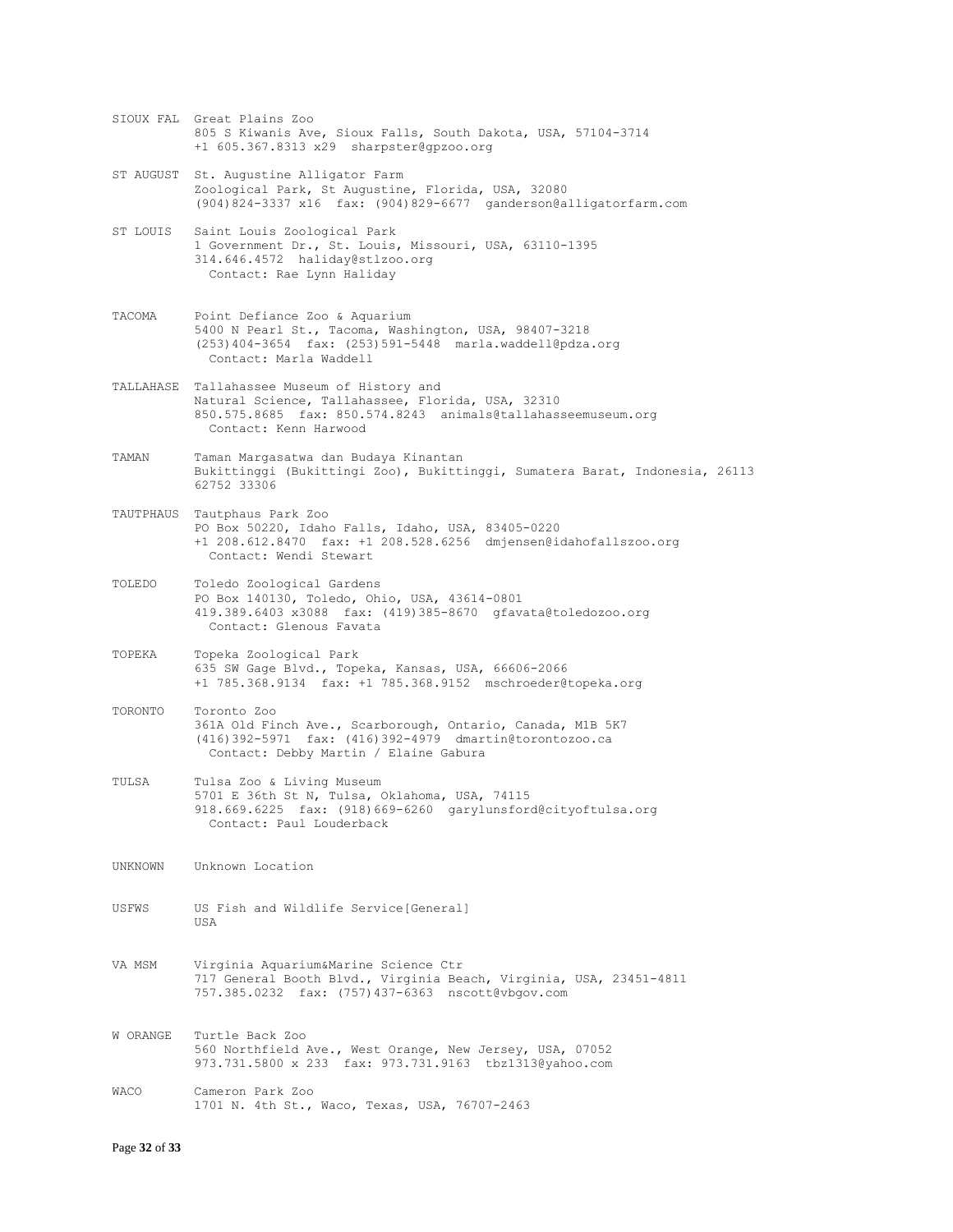SIOUX FAL Great Plains Zoo
805 S Kiwanis Ave, Sioux Falls, South Dakota, USA, 57104-3714
+1 605.367.8313 x29 sharpster@gpzoo.org

ST AUGUST St. Augustine Alligator Farm
Zoological Park, St Augustine, Florida, USA, 32080
(904)824-3337 x16 fax: (904)829-6677 ganderson@alligatorfarm.com

ST LOUIS Saint Louis Zoological Park
1 Government Dr., St. Louis, Missouri, USA, 63110-1395
314.646.4572 haliday@stlzoo.org
Contact: Rae Lynn Haliday

TACOMA Point Defiance Zoo & Aquarium
5400 N Pearl St., Tacoma, Washington, USA, 98407-3218
(253)404-3654 fax: (253)591-5448 marla.waddell@pdza.org
Contact: Marla Waddell

TALLAHASE Tallahassee Museum of History and
Natural Science, Tallahassee, Florida, USA, 32310
850.575.8685 fax: 850.574.8243 animals@tallahasseemuseum.org
Contact: Kenn Harwood

TAMAN Taman Margasatwa dan Budaya Kinantan
Bukittinggi (Bukittingi Zoo), Bukittinggi, Sumatera Barat, Indonesia, 26113
62752 33306

TAUTPHAUS Tautphaus Park Zoo
PO Box 50220, Idaho Falls, Idaho, USA, 83405-0220
+1 208.612.8470 fax: +1 208.528.6256 dmjensen@idahofallszoo.org
Contact: Wendi Stewart

TOLEDO Toledo Zoological Gardens
PO Box 140130, Toledo, Ohio, USA, 43614-0801
419.389.6403 x3088 fax: (419)385-8670 gfavata@toledozoo.org
Contact: Glenous Favata

TOPEKA Topeka Zoological Park
635 SW Gage Blvd., Topeka, Kansas, USA, 66606-2066
+1 785.368.9134 fax: +1 785.368.9152 mschroeder@topeka.org

TORONTO Toronto Zoo
361A Old Finch Ave., Scarborough, Ontario, Canada, M1B 5K7
(416)392-5971 fax: (416)392-4979 dmartin@torontozoo.ca
Contact: Debby Martin / Elaine Gabura

TULSA Tulsa Zoo & Living Museum
5701 E 36th St N, Tulsa, Oklahoma, USA, 74115
918.669.6225 fax: (918)669-6260 garylunsford@cityoftulsa.org
Contact: Paul Louderback

UNKNOWN Unknown Location

USFWS US Fish and Wildlife Service[General]
USA

VA MSM Virginia Aquarium&Marine Science Ctr
717 General Booth Blvd., Virginia Beach, Virginia, USA, 23451-4811
757.385.0232 fax: (757)437-6363 nscott@vbgov.com

W ORANGE Turtle Back Zoo
560 Northfield Ave., West Orange, New Jersey, USA, 07052
973.731.5800 x 233 fax: 973.731.9163 tbz1313@yahoo.com

WACO Cameron Park Zoo
1701 N. 4th St., Waco, Texas, USA, 76707-2463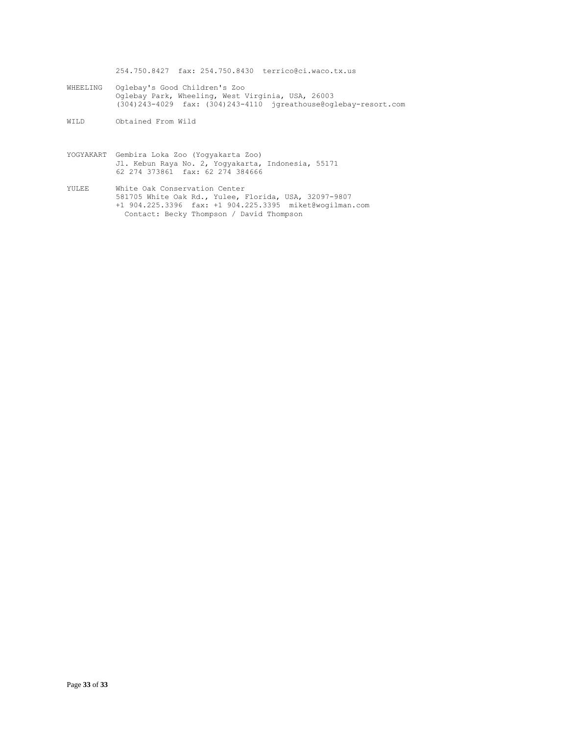254.750.8427  fax: 254.750.8430  terrico@ci.waco.tx.us

| | |
|---|---|
| WHEELING | Oglebay's Good Children's Zoo<br>Oglebay Park, Wheeling, West Virginia, USA, 26003<br>(304)243-4029  fax: (304)243-4110  jgreathouse@oglebay-resort.com |
| WILD | Obtained From Wild |
| YOGYAKART | Gembira Loka Zoo (Yogyakarta Zoo)<br>Jl. Kebun Raya No. 2, Yogyakarta, Indonesia, 55171<br>62 274 373861  fax: 62 274 384666 |
| YULEE | White Oak Conservation Center<br>581705 White Oak Rd., Yulee, Florida, USA, 32097-9807<br>+1 904.225.3396  fax: +1 904.225.3395  miket@wogilman.com<br>Contact: Becky Thompson / David Thompson |